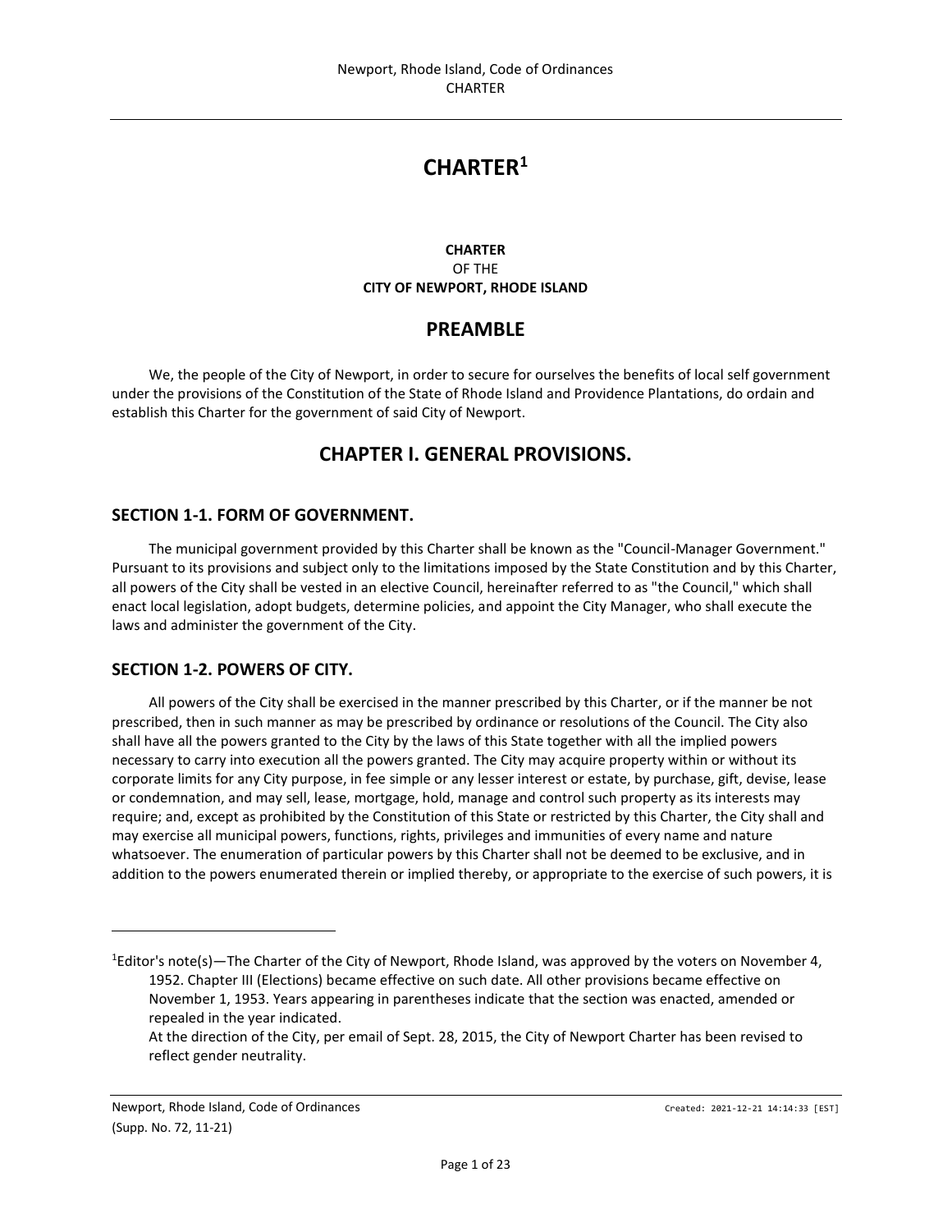# CHARTER[1]

**CHARTER**
OF THE
**CITY OF NEWPORT, RHODE ISLAND**

## PREAMBLE

We, the people of the City of Newport, in order to secure for ourselves the benefits of local self government under the provisions of the Constitution of the State of Rhode Island and Providence Plantations, do ordain and establish this Charter for the government of said City of Newport.

## CHAPTER I. GENERAL PROVISIONS.

### SECTION 1-1. FORM OF GOVERNMENT.

The municipal government provided by this Charter shall be known as the "Council-Manager Government." Pursuant to its provisions and subject only to the limitations imposed by the State Constitution and by this Charter, all powers of the City shall be vested in an elective Council, hereinafter referred to as "the Council," which shall enact local legislation, adopt budgets, determine policies, and appoint the City Manager, who shall execute the laws and administer the government of the City.

### SECTION 1-2. POWERS OF CITY.

All powers of the City shall be exercised in the manner prescribed by this Charter, or if the manner be not prescribed, then in such manner as may be prescribed by ordinance or resolutions of the Council. The City also shall have all the powers granted to the City by the laws of this State together with all the implied powers necessary to carry into execution all the powers granted. The City may acquire property within or without its corporate limits for any City purpose, in fee simple or any lesser interest or estate, by purchase, gift, devise, lease or condemnation, and may sell, lease, mortgage, hold, manage and control such property as its interests may require; and, except as prohibited by the Constitution of this State or restricted by this Charter, the City shall and may exercise all municipal powers, functions, rights, privileges and immunities of every name and nature whatsoever. The enumeration of particular powers by this Charter shall not be deemed to be exclusive, and in addition to the powers enumerated therein or implied thereby, or appropriate to the exercise of such powers, it is

---

[1]Editor's note(s)—The Charter of the City of Newport, Rhode Island, was approved by the voters on November 4, 1952. Chapter III (Elections) became effective on such date. All other provisions became effective on November 1, 1953. Years appearing in parentheses indicate that the section was enacted, amended or repealed in the year indicated.
At the direction of the City, per email of Sept. 28, 2015, the City of Newport Charter has been revised to reflect gender neutrality.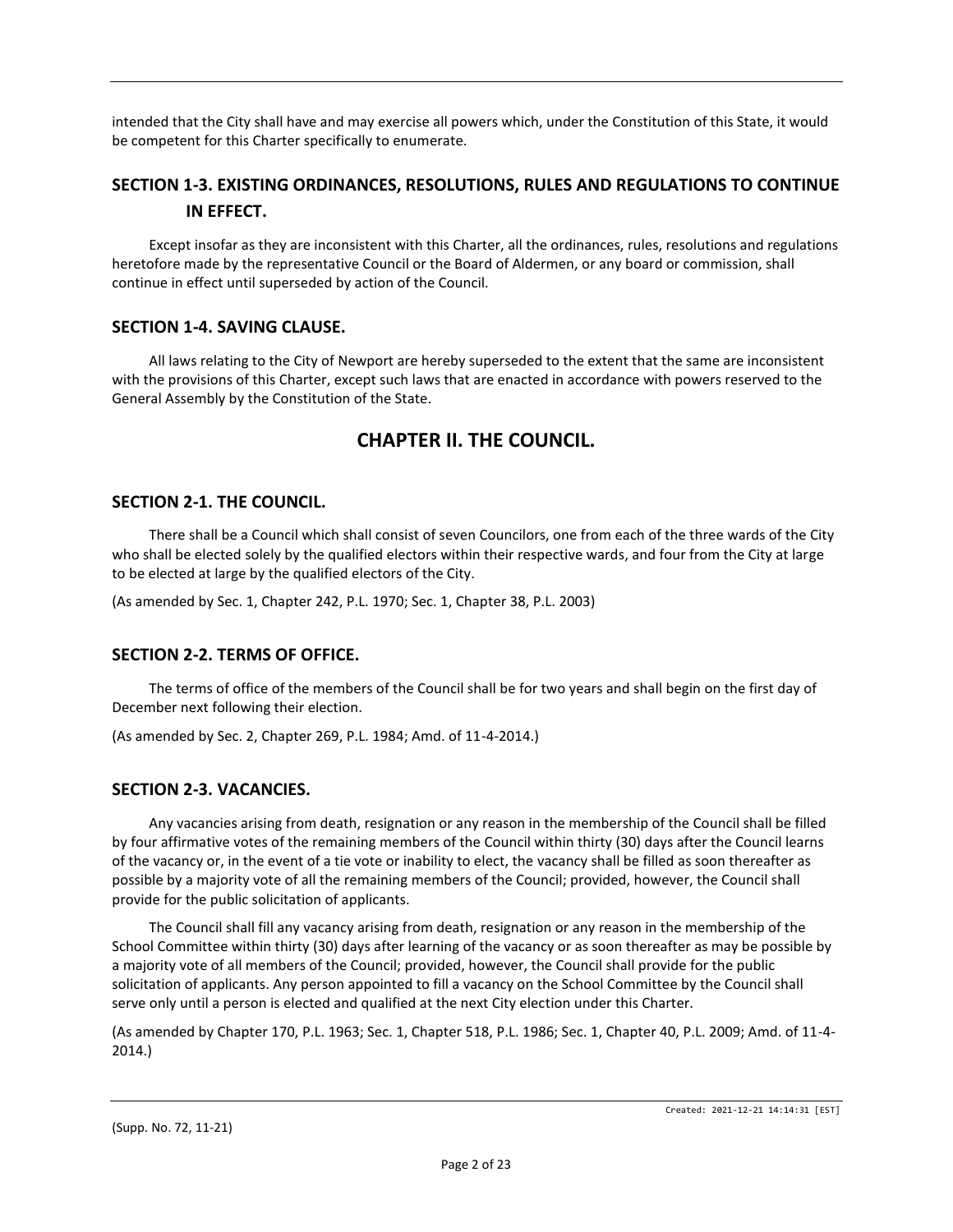intended that the City shall have and may exercise all powers which, under the Constitution of this State, it would be competent for this Charter specifically to enumerate.

### SECTION 1-3. EXISTING ORDINANCES, RESOLUTIONS, RULES AND REGULATIONS TO CONTINUE IN EFFECT.

Except insofar as they are inconsistent with this Charter, all the ordinances, rules, resolutions and regulations heretofore made by the representative Council or the Board of Aldermen, or any board or commission, shall continue in effect until superseded by action of the Council.

### SECTION 1-4. SAVING CLAUSE.

All laws relating to the City of Newport are hereby superseded to the extent that the same are inconsistent with the provisions of this Charter, except such laws that are enacted in accordance with powers reserved to the General Assembly by the Constitution of the State.

## CHAPTER II. THE COUNCIL.

### SECTION 2-1. THE COUNCIL.

There shall be a Council which shall consist of seven Councilors, one from each of the three wards of the City who shall be elected solely by the qualified electors within their respective wards, and four from the City at large to be elected at large by the qualified electors of the City.

(As amended by Sec. 1, Chapter 242, P.L. 1970; Sec. 1, Chapter 38, P.L. 2003)

### SECTION 2-2. TERMS OF OFFICE.

The terms of office of the members of the Council shall be for two years and shall begin on the first day of December next following their election.

(As amended by Sec. 2, Chapter 269, P.L. 1984; Amd. of 11-4-2014.)

### SECTION 2-3. VACANCIES.

Any vacancies arising from death, resignation or any reason in the membership of the Council shall be filled by four affirmative votes of the remaining members of the Council within thirty (30) days after the Council learns of the vacancy or, in the event of a tie vote or inability to elect, the vacancy shall be filled as soon thereafter as possible by a majority vote of all the remaining members of the Council; provided, however, the Council shall provide for the public solicitation of applicants.

The Council shall fill any vacancy arising from death, resignation or any reason in the membership of the School Committee within thirty (30) days after learning of the vacancy or as soon thereafter as may be possible by a majority vote of all members of the Council; provided, however, the Council shall provide for the public solicitation of applicants. Any person appointed to fill a vacancy on the School Committee by the Council shall serve only until a person is elected and qualified at the next City election under this Charter.

(As amended by Chapter 170, P.L. 1963; Sec. 1, Chapter 518, P.L. 1986; Sec. 1, Chapter 40, P.L. 2009; Amd. of 11-4-2014.)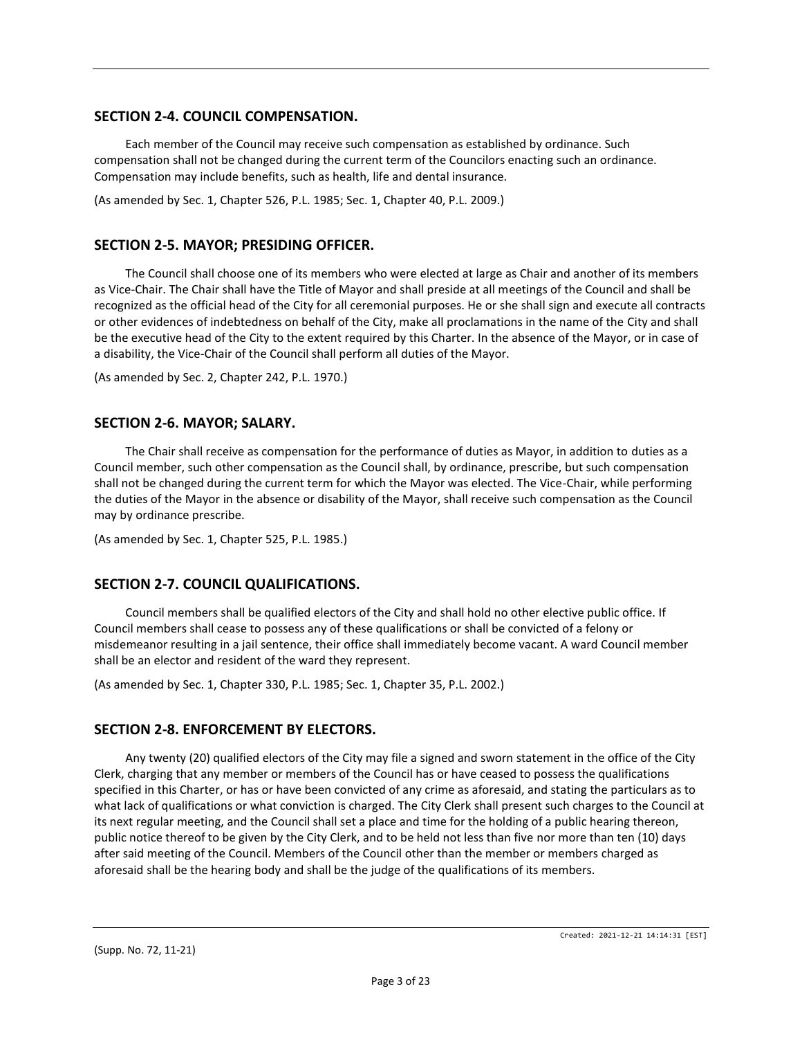## SECTION 2-4. COUNCIL COMPENSATION.

Each member of the Council may receive such compensation as established by ordinance. Such compensation shall not be changed during the current term of the Councilors enacting such an ordinance. Compensation may include benefits, such as health, life and dental insurance.

(As amended by Sec. 1, Chapter 526, P.L. 1985; Sec. 1, Chapter 40, P.L. 2009.)

## SECTION 2-5. MAYOR; PRESIDING OFFICER.

The Council shall choose one of its members who were elected at large as Chair and another of its members as Vice-Chair. The Chair shall have the Title of Mayor and shall preside at all meetings of the Council and shall be recognized as the official head of the City for all ceremonial purposes. He or she shall sign and execute all contracts or other evidences of indebtedness on behalf of the City, make all proclamations in the name of the City and shall be the executive head of the City to the extent required by this Charter. In the absence of the Mayor, or in case of a disability, the Vice-Chair of the Council shall perform all duties of the Mayor.

(As amended by Sec. 2, Chapter 242, P.L. 1970.)

## SECTION 2-6. MAYOR; SALARY.

The Chair shall receive as compensation for the performance of duties as Mayor, in addition to duties as a Council member, such other compensation as the Council shall, by ordinance, prescribe, but such compensation shall not be changed during the current term for which the Mayor was elected. The Vice-Chair, while performing the duties of the Mayor in the absence or disability of the Mayor, shall receive such compensation as the Council may by ordinance prescribe.

(As amended by Sec. 1, Chapter 525, P.L. 1985.)

## SECTION 2-7. COUNCIL QUALIFICATIONS.

Council members shall be qualified electors of the City and shall hold no other elective public office. If Council members shall cease to possess any of these qualifications or shall be convicted of a felony or misdemeanor resulting in a jail sentence, their office shall immediately become vacant. A ward Council member shall be an elector and resident of the ward they represent.

(As amended by Sec. 1, Chapter 330, P.L. 1985; Sec. 1, Chapter 35, P.L. 2002.)

## SECTION 2-8. ENFORCEMENT BY ELECTORS.

Any twenty (20) qualified electors of the City may file a signed and sworn statement in the office of the City Clerk, charging that any member or members of the Council has or have ceased to possess the qualifications specified in this Charter, or has or have been convicted of any crime as aforesaid, and stating the particulars as to what lack of qualifications or what conviction is charged. The City Clerk shall present such charges to the Council at its next regular meeting, and the Council shall set a place and time for the holding of a public hearing thereon, public notice thereof to be given by the City Clerk, and to be held not less than five nor more than ten (10) days after said meeting of the Council. Members of the Council other than the member or members charged as aforesaid shall be the hearing body and shall be the judge of the qualifications of its members.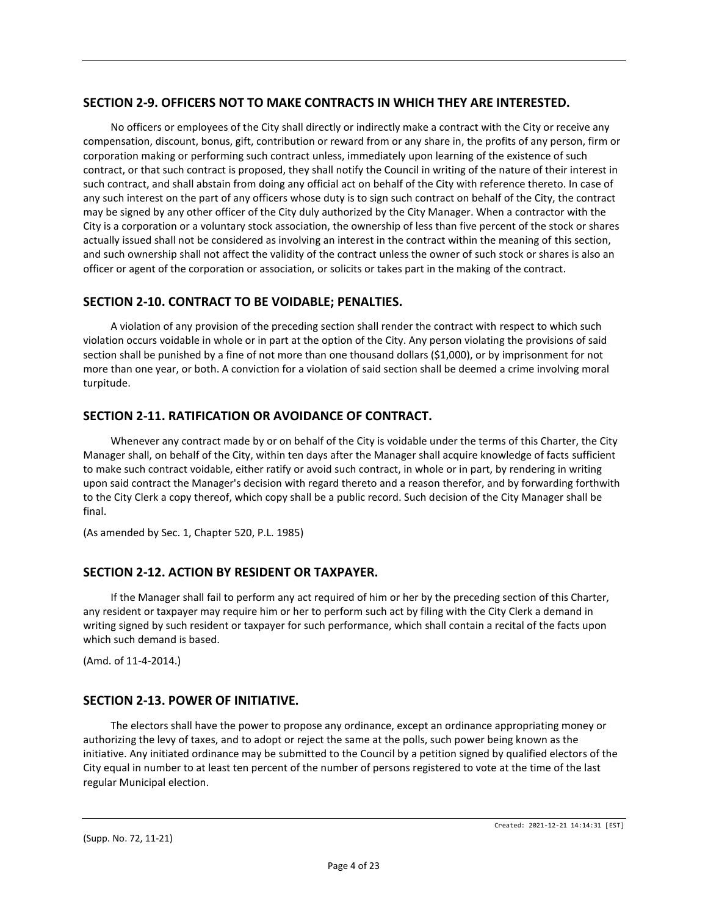## SECTION 2-9. OFFICERS NOT TO MAKE CONTRACTS IN WHICH THEY ARE INTERESTED.

No officers or employees of the City shall directly or indirectly make a contract with the City or receive any compensation, discount, bonus, gift, contribution or reward from or any share in, the profits of any person, firm or corporation making or performing such contract unless, immediately upon learning of the existence of such contract, or that such contract is proposed, they shall notify the Council in writing of the nature of their interest in such contract, and shall abstain from doing any official act on behalf of the City with reference thereto. In case of any such interest on the part of any officers whose duty is to sign such contract on behalf of the City, the contract may be signed by any other officer of the City duly authorized by the City Manager. When a contractor with the City is a corporation or a voluntary stock association, the ownership of less than five percent of the stock or shares actually issued shall not be considered as involving an interest in the contract within the meaning of this section, and such ownership shall not affect the validity of the contract unless the owner of such stock or shares is also an officer or agent of the corporation or association, or solicits or takes part in the making of the contract.

## SECTION 2-10. CONTRACT TO BE VOIDABLE; PENALTIES.

A violation of any provision of the preceding section shall render the contract with respect to which such violation occurs voidable in whole or in part at the option of the City. Any person violating the provisions of said section shall be punished by a fine of not more than one thousand dollars ($1,000), or by imprisonment for not more than one year, or both. A conviction for a violation of said section shall be deemed a crime involving moral turpitude.

## SECTION 2-11. RATIFICATION OR AVOIDANCE OF CONTRACT.

Whenever any contract made by or on behalf of the City is voidable under the terms of this Charter, the City Manager shall, on behalf of the City, within ten days after the Manager shall acquire knowledge of facts sufficient to make such contract voidable, either ratify or avoid such contract, in whole or in part, by rendering in writing upon said contract the Manager's decision with regard thereto and a reason therefor, and by forwarding forthwith to the City Clerk a copy thereof, which copy shall be a public record. Such decision of the City Manager shall be final.

(As amended by Sec. 1, Chapter 520, P.L. 1985)

## SECTION 2-12. ACTION BY RESIDENT OR TAXPAYER.

If the Manager shall fail to perform any act required of him or her by the preceding section of this Charter, any resident or taxpayer may require him or her to perform such act by filing with the City Clerk a demand in writing signed by such resident or taxpayer for such performance, which shall contain a recital of the facts upon which such demand is based.

(Amd. of 11-4-2014.)

## SECTION 2-13. POWER OF INITIATIVE.

The electors shall have the power to propose any ordinance, except an ordinance appropriating money or authorizing the levy of taxes, and to adopt or reject the same at the polls, such power being known as the initiative. Any initiated ordinance may be submitted to the Council by a petition signed by qualified electors of the City equal in number to at least ten percent of the number of persons registered to vote at the time of the last regular Municipal election.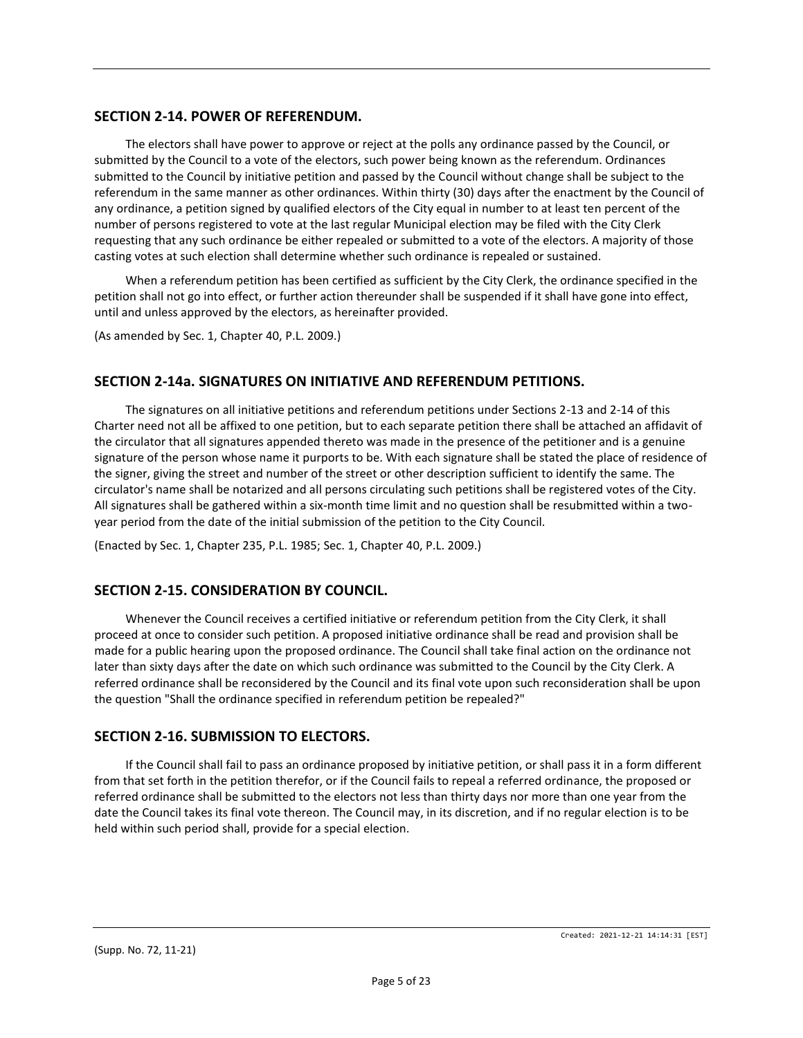## SECTION 2-14. POWER OF REFERENDUM.

The electors shall have power to approve or reject at the polls any ordinance passed by the Council, or submitted by the Council to a vote of the electors, such power being known as the referendum. Ordinances submitted to the Council by initiative petition and passed by the Council without change shall be subject to the referendum in the same manner as other ordinances. Within thirty (30) days after the enactment by the Council of any ordinance, a petition signed by qualified electors of the City equal in number to at least ten percent of the number of persons registered to vote at the last regular Municipal election may be filed with the City Clerk requesting that any such ordinance be either repealed or submitted to a vote of the electors. A majority of those casting votes at such election shall determine whether such ordinance is repealed or sustained.

When a referendum petition has been certified as sufficient by the City Clerk, the ordinance specified in the petition shall not go into effect, or further action thereunder shall be suspended if it shall have gone into effect, until and unless approved by the electors, as hereinafter provided.

(As amended by Sec. 1, Chapter 40, P.L. 2009.)

## SECTION 2-14a. SIGNATURES ON INITIATIVE AND REFERENDUM PETITIONS.

The signatures on all initiative petitions and referendum petitions under Sections 2-13 and 2-14 of this Charter need not all be affixed to one petition, but to each separate petition there shall be attached an affidavit of the circulator that all signatures appended thereto was made in the presence of the petitioner and is a genuine signature of the person whose name it purports to be. With each signature shall be stated the place of residence of the signer, giving the street and number of the street or other description sufficient to identify the same. The circulator's name shall be notarized and all persons circulating such petitions shall be registered votes of the City. All signatures shall be gathered within a six-month time limit and no question shall be resubmitted within a two-year period from the date of the initial submission of the petition to the City Council.

(Enacted by Sec. 1, Chapter 235, P.L. 1985; Sec. 1, Chapter 40, P.L. 2009.)

## SECTION 2-15. CONSIDERATION BY COUNCIL.

Whenever the Council receives a certified initiative or referendum petition from the City Clerk, it shall proceed at once to consider such petition. A proposed initiative ordinance shall be read and provision shall be made for a public hearing upon the proposed ordinance. The Council shall take final action on the ordinance not later than sixty days after the date on which such ordinance was submitted to the Council by the City Clerk. A referred ordinance shall be reconsidered by the Council and its final vote upon such reconsideration shall be upon the question "Shall the ordinance specified in referendum petition be repealed?"

## SECTION 2-16. SUBMISSION TO ELECTORS.

If the Council shall fail to pass an ordinance proposed by initiative petition, or shall pass it in a form different from that set forth in the petition therefor, or if the Council fails to repeal a referred ordinance, the proposed or referred ordinance shall be submitted to the electors not less than thirty days nor more than one year from the date the Council takes its final vote thereon. The Council may, in its discretion, and if no regular election is to be held within such period shall, provide for a special election.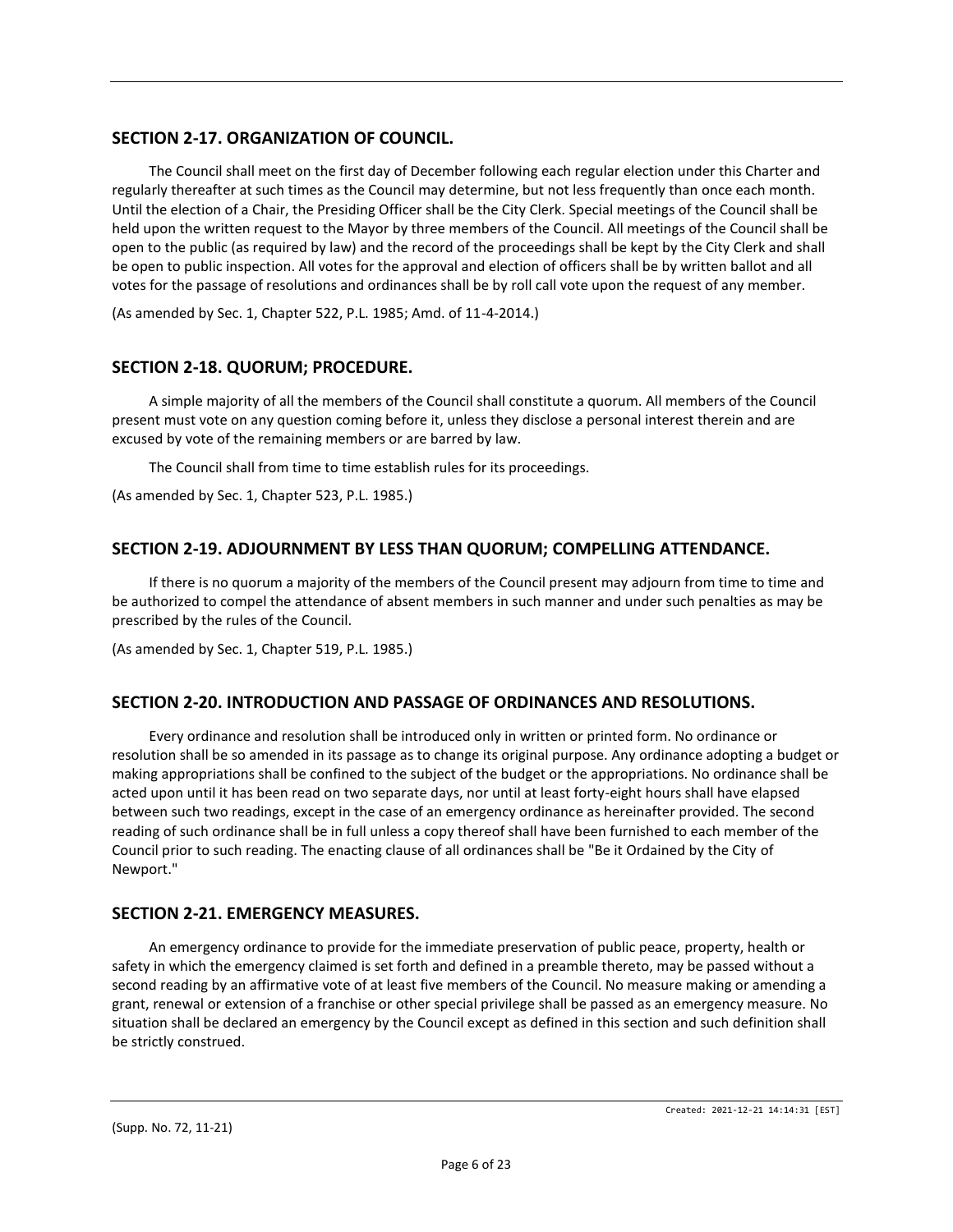## SECTION 2-17. ORGANIZATION OF COUNCIL.

The Council shall meet on the first day of December following each regular election under this Charter and regularly thereafter at such times as the Council may determine, but not less frequently than once each month. Until the election of a Chair, the Presiding Officer shall be the City Clerk. Special meetings of the Council shall be held upon the written request to the Mayor by three members of the Council. All meetings of the Council shall be open to the public (as required by law) and the record of the proceedings shall be kept by the City Clerk and shall be open to public inspection. All votes for the approval and election of officers shall be by written ballot and all votes for the passage of resolutions and ordinances shall be by roll call vote upon the request of any member.

(As amended by Sec. 1, Chapter 522, P.L. 1985; Amd. of 11-4-2014.)

## SECTION 2-18. QUORUM; PROCEDURE.

A simple majority of all the members of the Council shall constitute a quorum. All members of the Council present must vote on any question coming before it, unless they disclose a personal interest therein and are excused by vote of the remaining members or are barred by law.

The Council shall from time to time establish rules for its proceedings.

(As amended by Sec. 1, Chapter 523, P.L. 1985.)

## SECTION 2-19. ADJOURNMENT BY LESS THAN QUORUM; COMPELLING ATTENDANCE.

If there is no quorum a majority of the members of the Council present may adjourn from time to time and be authorized to compel the attendance of absent members in such manner and under such penalties as may be prescribed by the rules of the Council.

(As amended by Sec. 1, Chapter 519, P.L. 1985.)

## SECTION 2-20. INTRODUCTION AND PASSAGE OF ORDINANCES AND RESOLUTIONS.

Every ordinance and resolution shall be introduced only in written or printed form. No ordinance or resolution shall be so amended in its passage as to change its original purpose. Any ordinance adopting a budget or making appropriations shall be confined to the subject of the budget or the appropriations. No ordinance shall be acted upon until it has been read on two separate days, nor until at least forty-eight hours shall have elapsed between such two readings, except in the case of an emergency ordinance as hereinafter provided. The second reading of such ordinance shall be in full unless a copy thereof shall have been furnished to each member of the Council prior to such reading. The enacting clause of all ordinances shall be "Be it Ordained by the City of Newport."

## SECTION 2-21. EMERGENCY MEASURES.

An emergency ordinance to provide for the immediate preservation of public peace, property, health or safety in which the emergency claimed is set forth and defined in a preamble thereto, may be passed without a second reading by an affirmative vote of at least five members of the Council. No measure making or amending a grant, renewal or extension of a franchise or other special privilege shall be passed as an emergency measure. No situation shall be declared an emergency by the Council except as defined in this section and such definition shall be strictly construed.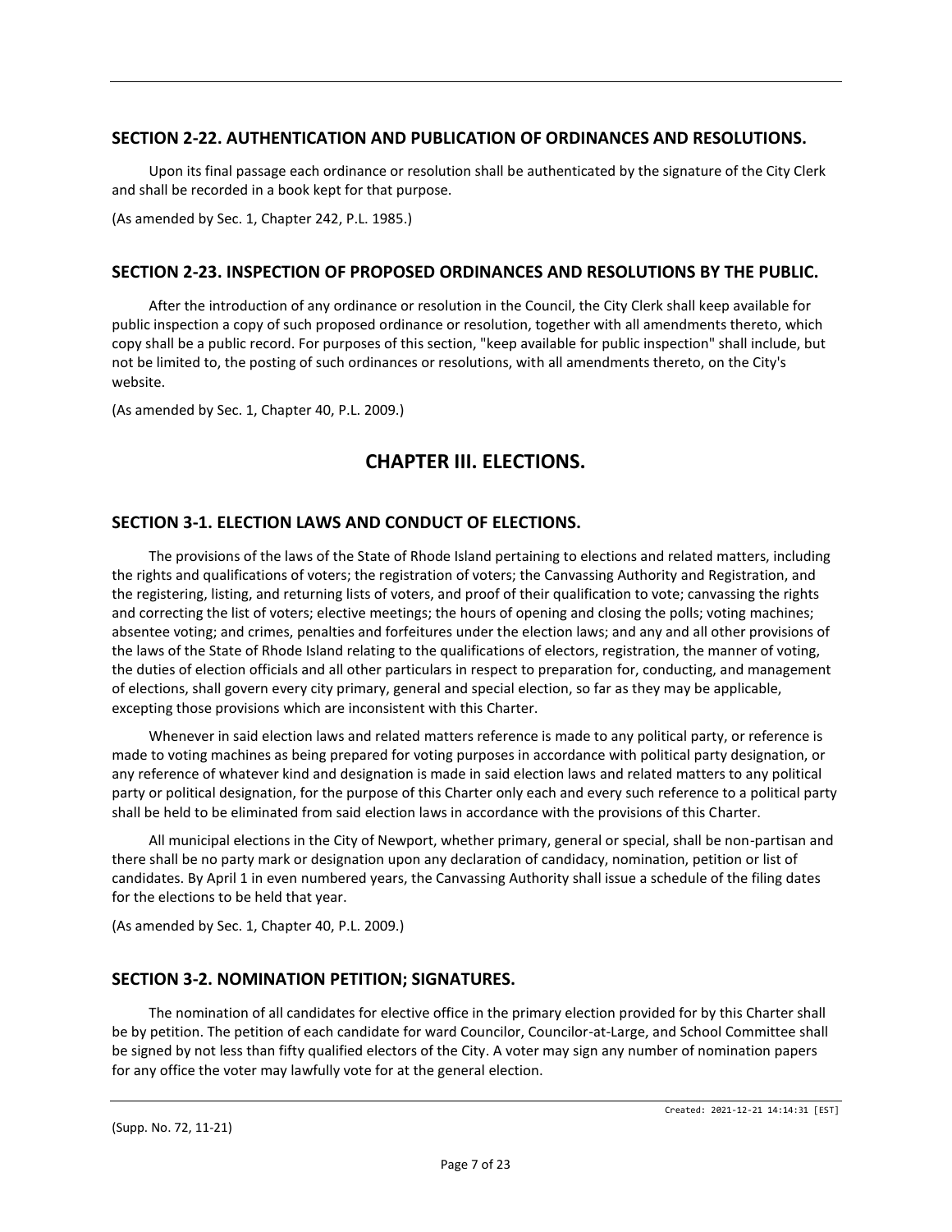### SECTION 2-22. AUTHENTICATION AND PUBLICATION OF ORDINANCES AND RESOLUTIONS.

Upon its final passage each ordinance or resolution shall be authenticated by the signature of the City Clerk and shall be recorded in a book kept for that purpose.

(As amended by Sec. 1, Chapter 242, P.L. 1985.)

### SECTION 2-23. INSPECTION OF PROPOSED ORDINANCES AND RESOLUTIONS BY THE PUBLIC.

After the introduction of any ordinance or resolution in the Council, the City Clerk shall keep available for public inspection a copy of such proposed ordinance or resolution, together with all amendments thereto, which copy shall be a public record. For purposes of this section, "keep available for public inspection" shall include, but not be limited to, the posting of such ordinances or resolutions, with all amendments thereto, on the City's website.

(As amended by Sec. 1, Chapter 40, P.L. 2009.)

## CHAPTER III. ELECTIONS.

### SECTION 3-1. ELECTION LAWS AND CONDUCT OF ELECTIONS.

The provisions of the laws of the State of Rhode Island pertaining to elections and related matters, including the rights and qualifications of voters; the registration of voters; the Canvassing Authority and Registration, and the registering, listing, and returning lists of voters, and proof of their qualification to vote; canvassing the rights and correcting the list of voters; elective meetings; the hours of opening and closing the polls; voting machines; absentee voting; and crimes, penalties and forfeitures under the election laws; and any and all other provisions of the laws of the State of Rhode Island relating to the qualifications of electors, registration, the manner of voting, the duties of election officials and all other particulars in respect to preparation for, conducting, and management of elections, shall govern every city primary, general and special election, so far as they may be applicable, excepting those provisions which are inconsistent with this Charter.

Whenever in said election laws and related matters reference is made to any political party, or reference is made to voting machines as being prepared for voting purposes in accordance with political party designation, or any reference of whatever kind and designation is made in said election laws and related matters to any political party or political designation, for the purpose of this Charter only each and every such reference to a political party shall be held to be eliminated from said election laws in accordance with the provisions of this Charter.

All municipal elections in the City of Newport, whether primary, general or special, shall be non-partisan and there shall be no party mark or designation upon any declaration of candidacy, nomination, petition or list of candidates. By April 1 in even numbered years, the Canvassing Authority shall issue a schedule of the filing dates for the elections to be held that year.

(As amended by Sec. 1, Chapter 40, P.L. 2009.)

### SECTION 3-2. NOMINATION PETITION; SIGNATURES.

The nomination of all candidates for elective office in the primary election provided for by this Charter shall be by petition. The petition of each candidate for ward Councilor, Councilor-at-Large, and School Committee shall be signed by not less than fifty qualified electors of the City. A voter may sign any number of nomination papers for any office the voter may lawfully vote for at the general election.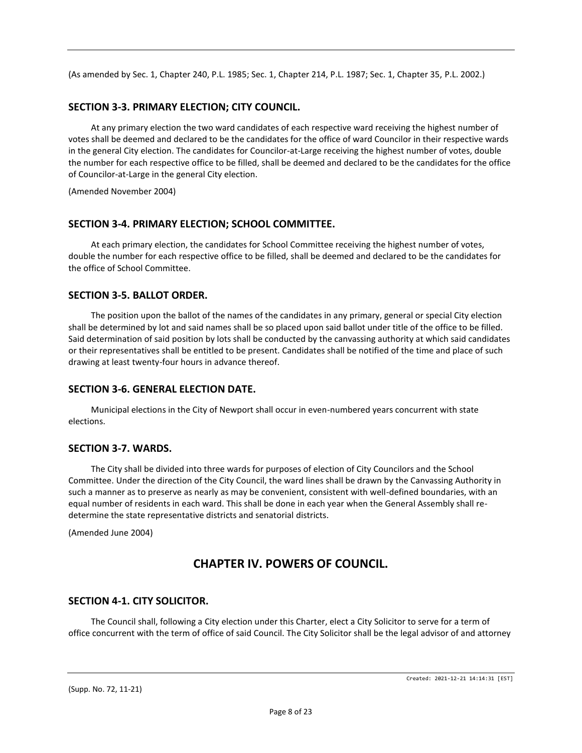(As amended by Sec. 1, Chapter 240, P.L. 1985; Sec. 1, Chapter 214, P.L. 1987; Sec. 1, Chapter 35, P.L. 2002.)

## SECTION 3-3. PRIMARY ELECTION; CITY COUNCIL.

At any primary election the two ward candidates of each respective ward receiving the highest number of votes shall be deemed and declared to be the candidates for the office of ward Councilor in their respective wards in the general City election. The candidates for Councilor-at-Large receiving the highest number of votes, double the number for each respective office to be filled, shall be deemed and declared to be the candidates for the office of Councilor-at-Large in the general City election.

(Amended November 2004)

## SECTION 3-4. PRIMARY ELECTION; SCHOOL COMMITTEE.

At each primary election, the candidates for School Committee receiving the highest number of votes, double the number for each respective office to be filled, shall be deemed and declared to be the candidates for the office of School Committee.

## SECTION 3-5. BALLOT ORDER.

The position upon the ballot of the names of the candidates in any primary, general or special City election shall be determined by lot and said names shall be so placed upon said ballot under title of the office to be filled. Said determination of said position by lots shall be conducted by the canvassing authority at which said candidates or their representatives shall be entitled to be present. Candidates shall be notified of the time and place of such drawing at least twenty-four hours in advance thereof.

## SECTION 3-6. GENERAL ELECTION DATE.

Municipal elections in the City of Newport shall occur in even-numbered years concurrent with state elections.

## SECTION 3-7. WARDS.

The City shall be divided into three wards for purposes of election of City Councilors and the School Committee. Under the direction of the City Council, the ward lines shall be drawn by the Canvassing Authority in such a manner as to preserve as nearly as may be convenient, consistent with well-defined boundaries, with an equal number of residents in each ward. This shall be done in each year when the General Assembly shall re-determine the state representative districts and senatorial districts.

(Amended June 2004)

# CHAPTER IV. POWERS OF COUNCIL.

## SECTION 4-1. CITY SOLICITOR.

The Council shall, following a City election under this Charter, elect a City Solicitor to serve for a term of office concurrent with the term of office of said Council. The City Solicitor shall be the legal advisor of and attorney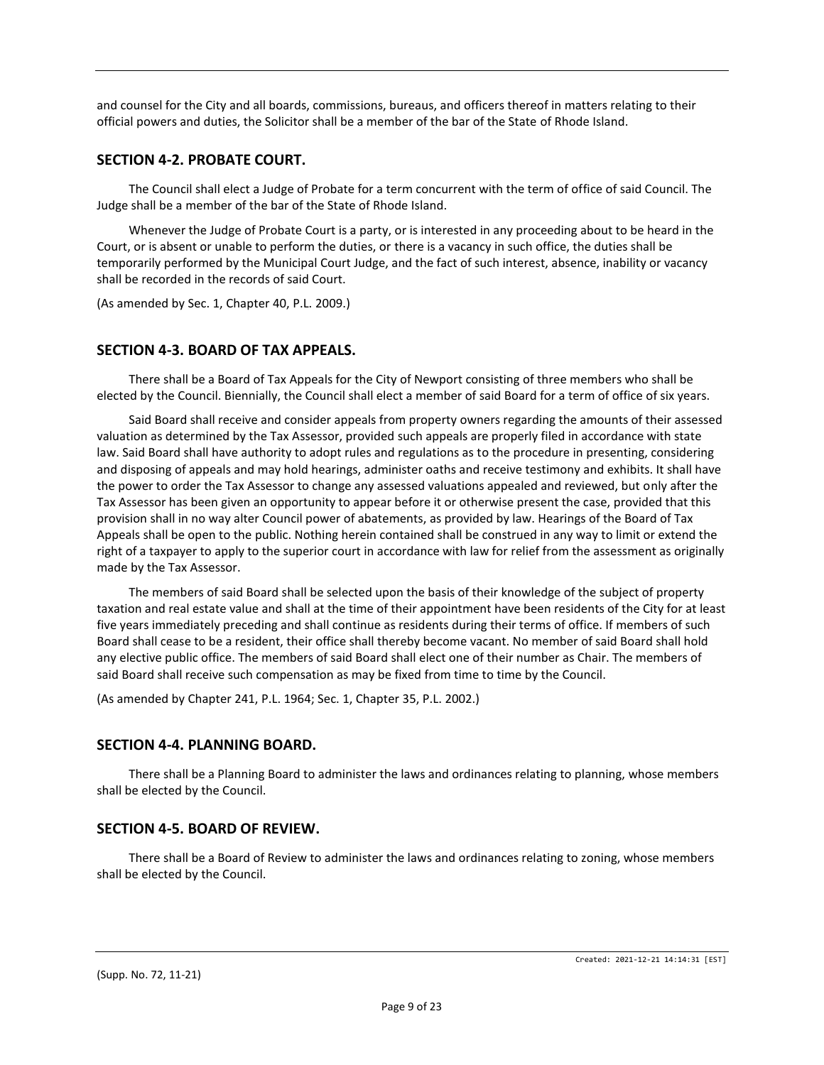and counsel for the City and all boards, commissions, bureaus, and officers thereof in matters relating to their official powers and duties, the Solicitor shall be a member of the bar of the State of Rhode Island.

## SECTION 4-2. PROBATE COURT.

The Council shall elect a Judge of Probate for a term concurrent with the term of office of said Council. The Judge shall be a member of the bar of the State of Rhode Island.

Whenever the Judge of Probate Court is a party, or is interested in any proceeding about to be heard in the Court, or is absent or unable to perform the duties, or there is a vacancy in such office, the duties shall be temporarily performed by the Municipal Court Judge, and the fact of such interest, absence, inability or vacancy shall be recorded in the records of said Court.

(As amended by Sec. 1, Chapter 40, P.L. 2009.)

## SECTION 4-3. BOARD OF TAX APPEALS.

There shall be a Board of Tax Appeals for the City of Newport consisting of three members who shall be elected by the Council. Biennially, the Council shall elect a member of said Board for a term of office of six years.

Said Board shall receive and consider appeals from property owners regarding the amounts of their assessed valuation as determined by the Tax Assessor, provided such appeals are properly filed in accordance with state law. Said Board shall have authority to adopt rules and regulations as to the procedure in presenting, considering and disposing of appeals and may hold hearings, administer oaths and receive testimony and exhibits. It shall have the power to order the Tax Assessor to change any assessed valuations appealed and reviewed, but only after the Tax Assessor has been given an opportunity to appear before it or otherwise present the case, provided that this provision shall in no way alter Council power of abatements, as provided by law. Hearings of the Board of Tax Appeals shall be open to the public. Nothing herein contained shall be construed in any way to limit or extend the right of a taxpayer to apply to the superior court in accordance with law for relief from the assessment as originally made by the Tax Assessor.

The members of said Board shall be selected upon the basis of their knowledge of the subject of property taxation and real estate value and shall at the time of their appointment have been residents of the City for at least five years immediately preceding and shall continue as residents during their terms of office. If members of such Board shall cease to be a resident, their office shall thereby become vacant. No member of said Board shall hold any elective public office. The members of said Board shall elect one of their number as Chair. The members of said Board shall receive such compensation as may be fixed from time to time by the Council.

(As amended by Chapter 241, P.L. 1964; Sec. 1, Chapter 35, P.L. 2002.)

## SECTION 4-4. PLANNING BOARD.

There shall be a Planning Board to administer the laws and ordinances relating to planning, whose members shall be elected by the Council.

## SECTION 4-5. BOARD OF REVIEW.

There shall be a Board of Review to administer the laws and ordinances relating to zoning, whose members shall be elected by the Council.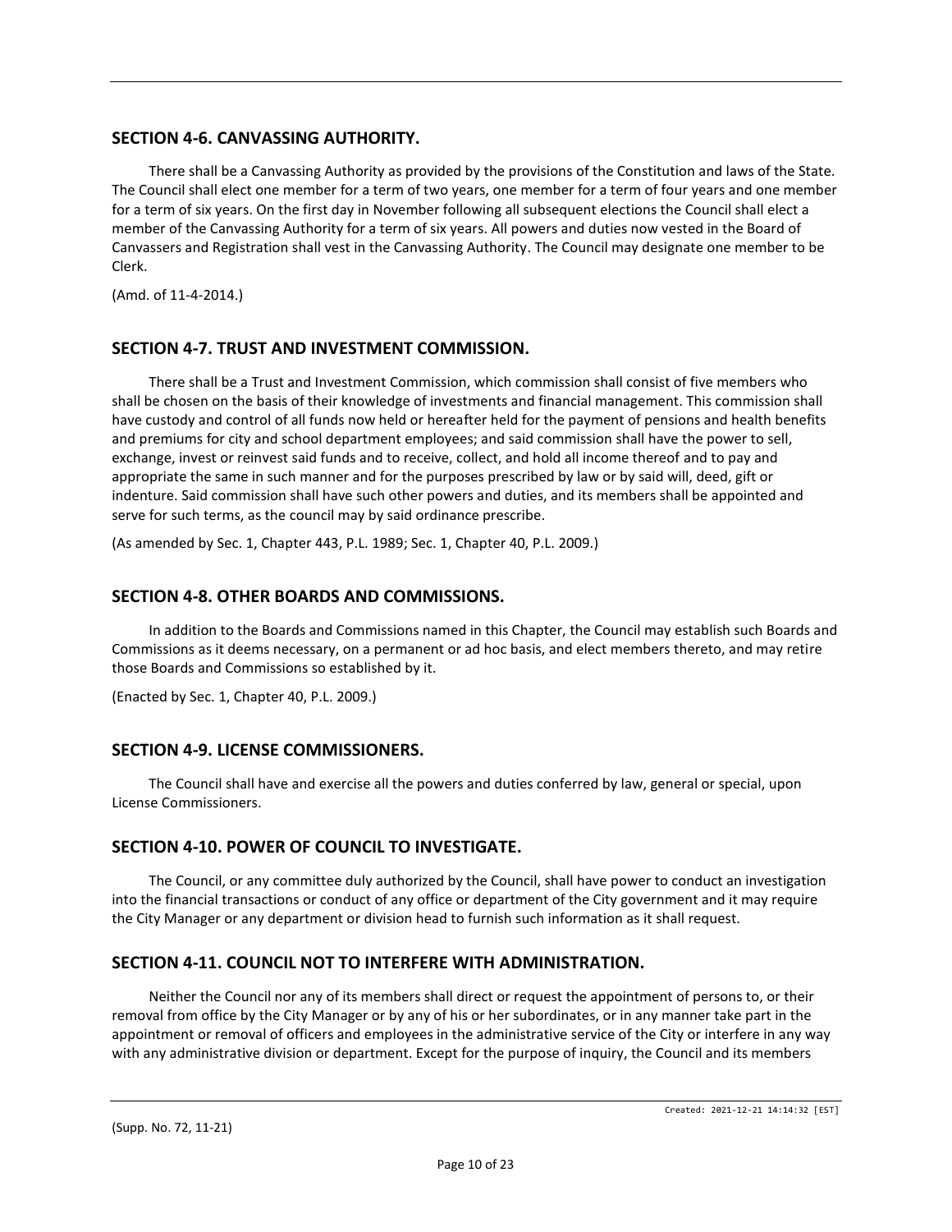## SECTION 4-6. CANVASSING AUTHORITY.

There shall be a Canvassing Authority as provided by the provisions of the Constitution and laws of the State. The Council shall elect one member for a term of two years, one member for a term of four years and one member for a term of six years. On the first day in November following all subsequent elections the Council shall elect a member of the Canvassing Authority for a term of six years. All powers and duties now vested in the Board of Canvassers and Registration shall vest in the Canvassing Authority. The Council may designate one member to be Clerk.

(Amd. of 11-4-2014.)

## SECTION 4-7. TRUST AND INVESTMENT COMMISSION.

There shall be a Trust and Investment Commission, which commission shall consist of five members who shall be chosen on the basis of their knowledge of investments and financial management. This commission shall have custody and control of all funds now held or hereafter held for the payment of pensions and health benefits and premiums for city and school department employees; and said commission shall have the power to sell, exchange, invest or reinvest said funds and to receive, collect, and hold all income thereof and to pay and appropriate the same in such manner and for the purposes prescribed by law or by said will, deed, gift or indenture. Said commission shall have such other powers and duties, and its members shall be appointed and serve for such terms, as the council may by said ordinance prescribe.

(As amended by Sec. 1, Chapter 443, P.L. 1989; Sec. 1, Chapter 40, P.L. 2009.)

## SECTION 4-8. OTHER BOARDS AND COMMISSIONS.

In addition to the Boards and Commissions named in this Chapter, the Council may establish such Boards and Commissions as it deems necessary, on a permanent or ad hoc basis, and elect members thereto, and may retire those Boards and Commissions so established by it.

(Enacted by Sec. 1, Chapter 40, P.L. 2009.)

## SECTION 4-9. LICENSE COMMISSIONERS.

The Council shall have and exercise all the powers and duties conferred by law, general or special, upon License Commissioners.

## SECTION 4-10. POWER OF COUNCIL TO INVESTIGATE.

The Council, or any committee duly authorized by the Council, shall have power to conduct an investigation into the financial transactions or conduct of any office or department of the City government and it may require the City Manager or any department or division head to furnish such information as it shall request.

## SECTION 4-11. COUNCIL NOT TO INTERFERE WITH ADMINISTRATION.

Neither the Council nor any of its members shall direct or request the appointment of persons to, or their removal from office by the City Manager or by any of his or her subordinates, or in any manner take part in the appointment or removal of officers and employees in the administrative service of the City or interfere in any way with any administrative division or department. Except for the purpose of inquiry, the Council and its members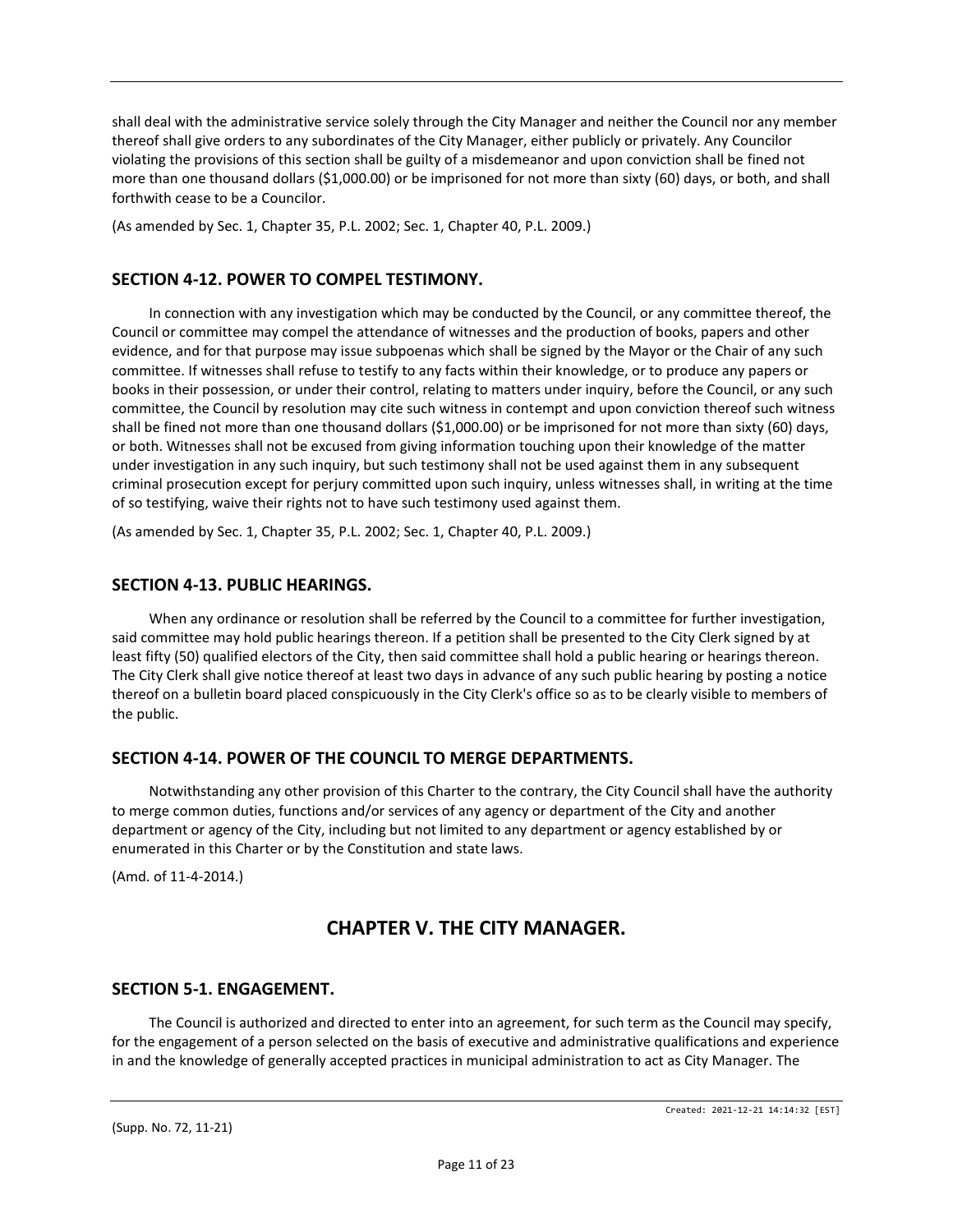shall deal with the administrative service solely through the City Manager and neither the Council nor any member thereof shall give orders to any subordinates of the City Manager, either publicly or privately. Any Councilor violating the provisions of this section shall be guilty of a misdemeanor and upon conviction shall be fined not more than one thousand dollars ($1,000.00) or be imprisoned for not more than sixty (60) days, or both, and shall forthwith cease to be a Councilor.

(As amended by Sec. 1, Chapter 35, P.L. 2002; Sec. 1, Chapter 40, P.L. 2009.)

### SECTION 4-12. POWER TO COMPEL TESTIMONY.

In connection with any investigation which may be conducted by the Council, or any committee thereof, the Council or committee may compel the attendance of witnesses and the production of books, papers and other evidence, and for that purpose may issue subpoenas which shall be signed by the Mayor or the Chair of any such committee. If witnesses shall refuse to testify to any facts within their knowledge, or to produce any papers or books in their possession, or under their control, relating to matters under inquiry, before the Council, or any such committee, the Council by resolution may cite such witness in contempt and upon conviction thereof such witness shall be fined not more than one thousand dollars ($1,000.00) or be imprisoned for not more than sixty (60) days, or both. Witnesses shall not be excused from giving information touching upon their knowledge of the matter under investigation in any such inquiry, but such testimony shall not be used against them in any subsequent criminal prosecution except for perjury committed upon such inquiry, unless witnesses shall, in writing at the time of so testifying, waive their rights not to have such testimony used against them.

(As amended by Sec. 1, Chapter 35, P.L. 2002; Sec. 1, Chapter 40, P.L. 2009.)

### SECTION 4-13. PUBLIC HEARINGS.

When any ordinance or resolution shall be referred by the Council to a committee for further investigation, said committee may hold public hearings thereon. If a petition shall be presented to the City Clerk signed by at least fifty (50) qualified electors of the City, then said committee shall hold a public hearing or hearings thereon. The City Clerk shall give notice thereof at least two days in advance of any such public hearing by posting a notice thereof on a bulletin board placed conspicuously in the City Clerk's office so as to be clearly visible to members of the public.

### SECTION 4-14. POWER OF THE COUNCIL TO MERGE DEPARTMENTS.

Notwithstanding any other provision of this Charter to the contrary, the City Council shall have the authority to merge common duties, functions and/or services of any agency or department of the City and another department or agency of the City, including but not limited to any department or agency established by or enumerated in this Charter or by the Constitution and state laws.

(Amd. of 11-4-2014.)

## CHAPTER V. THE CITY MANAGER.

### SECTION 5-1. ENGAGEMENT.

The Council is authorized and directed to enter into an agreement, for such term as the Council may specify, for the engagement of a person selected on the basis of executive and administrative qualifications and experience in and the knowledge of generally accepted practices in municipal administration to act as City Manager. The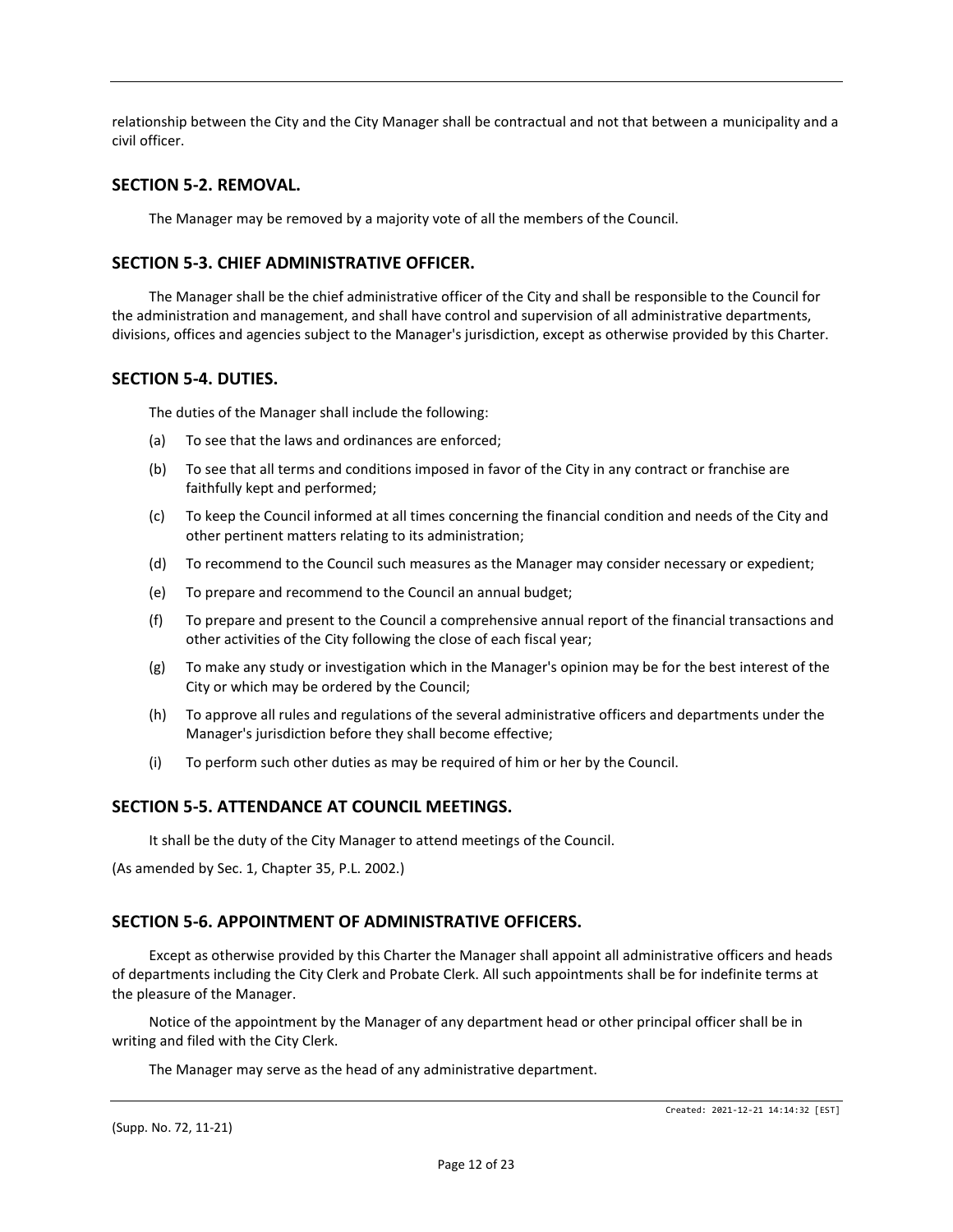relationship between the City and the City Manager shall be contractual and not that between a municipality and a civil officer.

## SECTION 5-2. REMOVAL.

The Manager may be removed by a majority vote of all the members of the Council.

## SECTION 5-3. CHIEF ADMINISTRATIVE OFFICER.

The Manager shall be the chief administrative officer of the City and shall be responsible to the Council for the administration and management, and shall have control and supervision of all administrative departments, divisions, offices and agencies subject to the Manager's jurisdiction, except as otherwise provided by this Charter.

## SECTION 5-4. DUTIES.

The duties of the Manager shall include the following:

(a) To see that the laws and ordinances are enforced;

(b) To see that all terms and conditions imposed in favor of the City in any contract or franchise are faithfully kept and performed;

(c) To keep the Council informed at all times concerning the financial condition and needs of the City and other pertinent matters relating to its administration;

(d) To recommend to the Council such measures as the Manager may consider necessary or expedient;

(e) To prepare and recommend to the Council an annual budget;

(f) To prepare and present to the Council a comprehensive annual report of the financial transactions and other activities of the City following the close of each fiscal year;

(g) To make any study or investigation which in the Manager's opinion may be for the best interest of the City or which may be ordered by the Council;

(h) To approve all rules and regulations of the several administrative officers and departments under the Manager's jurisdiction before they shall become effective;

(i) To perform such other duties as may be required of him or her by the Council.

## SECTION 5-5. ATTENDANCE AT COUNCIL MEETINGS.

It shall be the duty of the City Manager to attend meetings of the Council.

(As amended by Sec. 1, Chapter 35, P.L. 2002.)

## SECTION 5-6. APPOINTMENT OF ADMINISTRATIVE OFFICERS.

Except as otherwise provided by this Charter the Manager shall appoint all administrative officers and heads of departments including the City Clerk and Probate Clerk. All such appointments shall be for indefinite terms at the pleasure of the Manager.

Notice of the appointment by the Manager of any department head or other principal officer shall be in writing and filed with the City Clerk.

The Manager may serve as the head of any administrative department.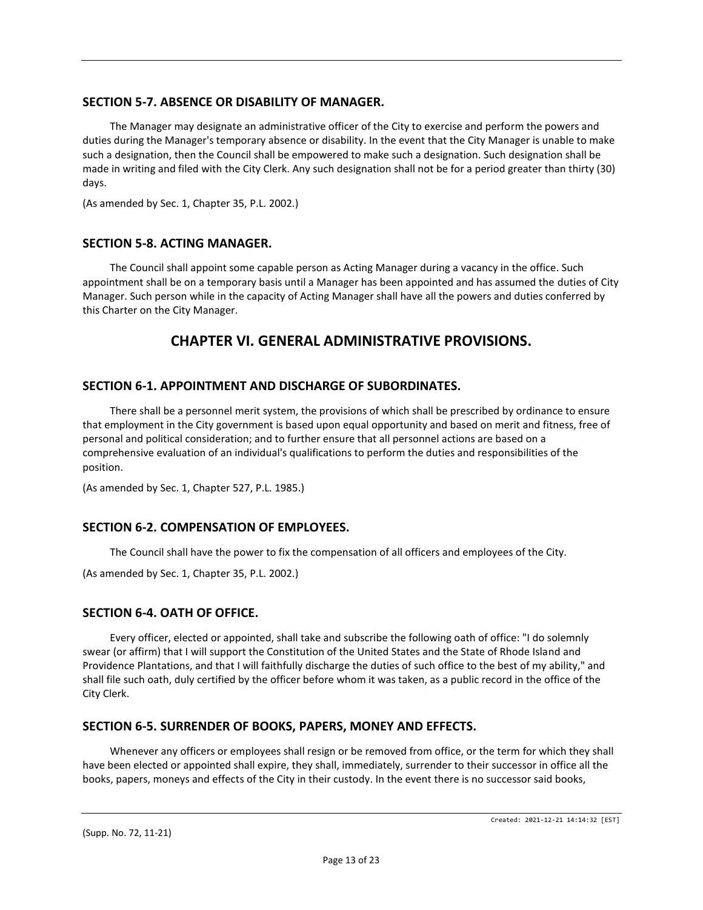## SECTION 5-7. ABSENCE OR DISABILITY OF MANAGER.

The Manager may designate an administrative officer of the City to exercise and perform the powers and duties during the Manager's temporary absence or disability. In the event that the City Manager is unable to make such a designation, then the Council shall be empowered to make such a designation. Such designation shall be made in writing and filed with the City Clerk. Any such designation shall not be for a period greater than thirty (30) days.

(As amended by Sec. 1, Chapter 35, P.L. 2002.)

## SECTION 5-8. ACTING MANAGER.

The Council shall appoint some capable person as Acting Manager during a vacancy in the office. Such appointment shall be on a temporary basis until a Manager has been appointed and has assumed the duties of City Manager. Such person while in the capacity of Acting Manager shall have all the powers and duties conferred by this Charter on the City Manager.

# CHAPTER VI. GENERAL ADMINISTRATIVE PROVISIONS.

## SECTION 6-1. APPOINTMENT AND DISCHARGE OF SUBORDINATES.

There shall be a personnel merit system, the provisions of which shall be prescribed by ordinance to ensure that employment in the City government is based upon equal opportunity and based on merit and fitness, free of personal and political consideration; and to further ensure that all personnel actions are based on a comprehensive evaluation of an individual's qualifications to perform the duties and responsibilities of the position.

(As amended by Sec. 1, Chapter 527, P.L. 1985.)

## SECTION 6-2. COMPENSATION OF EMPLOYEES.

The Council shall have the power to fix the compensation of all officers and employees of the City.

(As amended by Sec. 1, Chapter 35, P.L. 2002.)

## SECTION 6-4. OATH OF OFFICE.

Every officer, elected or appointed, shall take and subscribe the following oath of office: "I do solemnly swear (or affirm) that I will support the Constitution of the United States and the State of Rhode Island and Providence Plantations, and that I will faithfully discharge the duties of such office to the best of my ability," and shall file such oath, duly certified by the officer before whom it was taken, as a public record in the office of the City Clerk.

## SECTION 6-5. SURRENDER OF BOOKS, PAPERS, MONEY AND EFFECTS.

Whenever any officers or employees shall resign or be removed from office, or the term for which they shall have been elected or appointed shall expire, they shall, immediately, surrender to their successor in office all the books, papers, moneys and effects of the City in their custody. In the event there is no successor said books,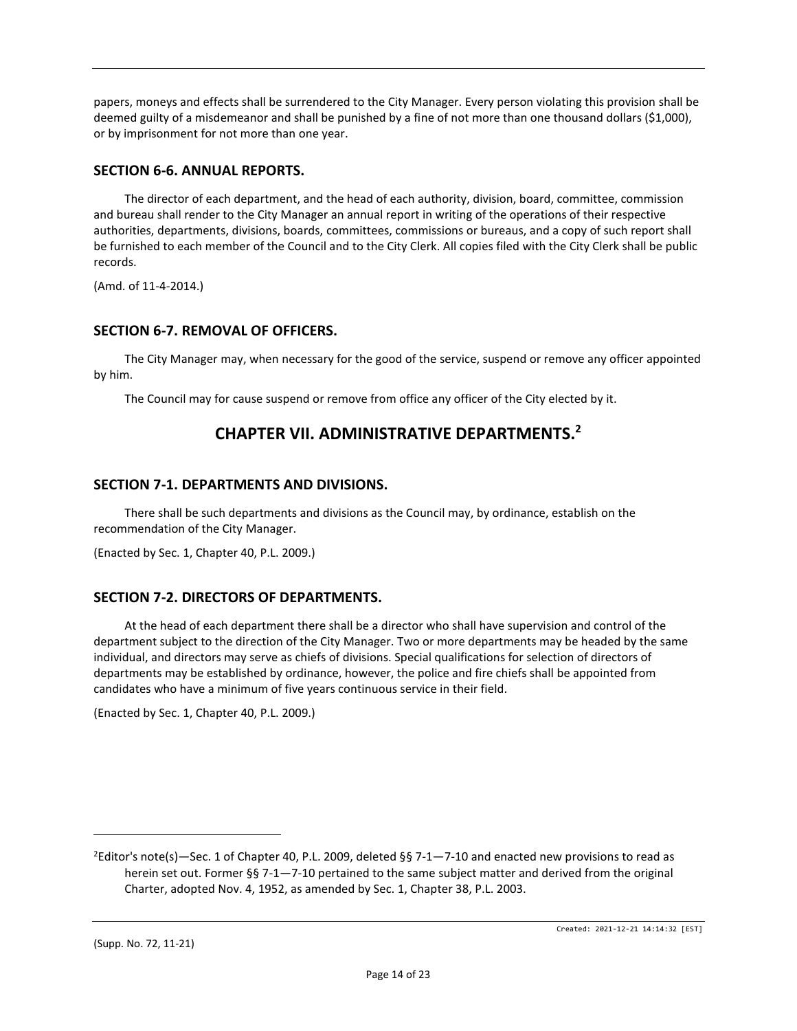papers, moneys and effects shall be surrendered to the City Manager. Every person violating this provision shall be deemed guilty of a misdemeanor and shall be punished by a fine of not more than one thousand dollars ($1,000), or by imprisonment for not more than one year.

### SECTION 6-6. ANNUAL REPORTS.

The director of each department, and the head of each authority, division, board, committee, commission and bureau shall render to the City Manager an annual report in writing of the operations of their respective authorities, departments, divisions, boards, committees, commissions or bureaus, and a copy of such report shall be furnished to each member of the Council and to the City Clerk. All copies filed with the City Clerk shall be public records.

(Amd. of 11-4-2014.)

### SECTION 6-7. REMOVAL OF OFFICERS.

The City Manager may, when necessary for the good of the service, suspend or remove any officer appointed by him.

The Council may for cause suspend or remove from office any officer of the City elected by it.

## CHAPTER VII. ADMINISTRATIVE DEPARTMENTS.[2]

### SECTION 7-1. DEPARTMENTS AND DIVISIONS.

There shall be such departments and divisions as the Council may, by ordinance, establish on the recommendation of the City Manager.

(Enacted by Sec. 1, Chapter 40, P.L. 2009.)

### SECTION 7-2. DIRECTORS OF DEPARTMENTS.

At the head of each department there shall be a director who shall have supervision and control of the department subject to the direction of the City Manager. Two or more departments may be headed by the same individual, and directors may serve as chiefs of divisions. Special qualifications for selection of directors of departments may be established by ordinance, however, the police and fire chiefs shall be appointed from candidates who have a minimum of five years continuous service in their field.

(Enacted by Sec. 1, Chapter 40, P.L. 2009.)

---

[2]Editor's note(s)—Sec. 1 of Chapter 40, P.L. 2009, deleted §§ 7-1—7-10 and enacted new provisions to read as herein set out. Former §§ 7-1—7-10 pertained to the same subject matter and derived from the original Charter, adopted Nov. 4, 1952, as amended by Sec. 1, Chapter 38, P.L. 2003.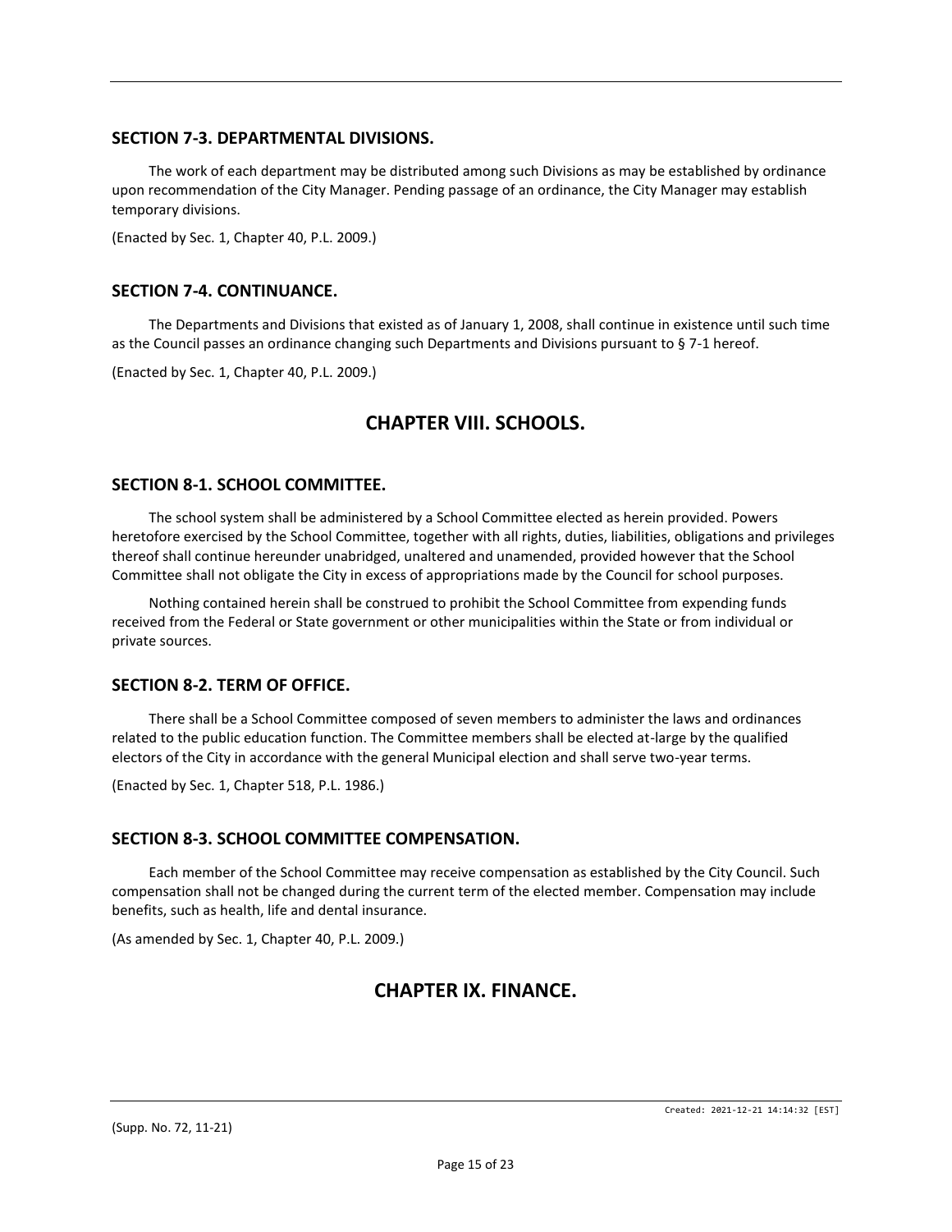### SECTION 7-3. DEPARTMENTAL DIVISIONS.

The work of each department may be distributed among such Divisions as may be established by ordinance upon recommendation of the City Manager. Pending passage of an ordinance, the City Manager may establish temporary divisions.

(Enacted by Sec. 1, Chapter 40, P.L. 2009.)

### SECTION 7-4. CONTINUANCE.

The Departments and Divisions that existed as of January 1, 2008, shall continue in existence until such time as the Council passes an ordinance changing such Departments and Divisions pursuant to § 7-1 hereof.

(Enacted by Sec. 1, Chapter 40, P.L. 2009.)

## CHAPTER VIII. SCHOOLS.

### SECTION 8-1. SCHOOL COMMITTEE.

The school system shall be administered by a School Committee elected as herein provided. Powers heretofore exercised by the School Committee, together with all rights, duties, liabilities, obligations and privileges thereof shall continue hereunder unabridged, unaltered and unamended, provided however that the School Committee shall not obligate the City in excess of appropriations made by the Council for school purposes.

Nothing contained herein shall be construed to prohibit the School Committee from expending funds received from the Federal or State government or other municipalities within the State or from individual or private sources.

### SECTION 8-2. TERM OF OFFICE.

There shall be a School Committee composed of seven members to administer the laws and ordinances related to the public education function. The Committee members shall be elected at-large by the qualified electors of the City in accordance with the general Municipal election and shall serve two-year terms.

(Enacted by Sec. 1, Chapter 518, P.L. 1986.)

### SECTION 8-3. SCHOOL COMMITTEE COMPENSATION.

Each member of the School Committee may receive compensation as established by the City Council. Such compensation shall not be changed during the current term of the elected member. Compensation may include benefits, such as health, life and dental insurance.

(As amended by Sec. 1, Chapter 40, P.L. 2009.)

## CHAPTER IX. FINANCE.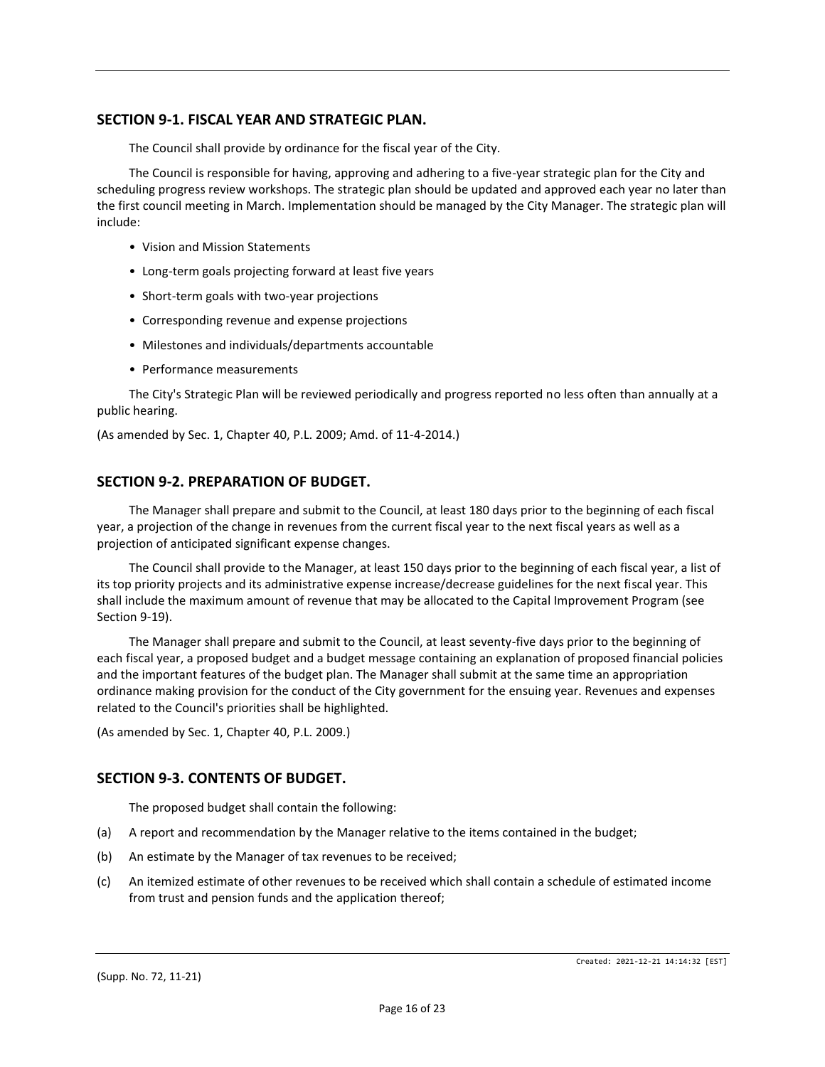## SECTION 9-1. FISCAL YEAR AND STRATEGIC PLAN.

The Council shall provide by ordinance for the fiscal year of the City.

The Council is responsible for having, approving and adhering to a five-year strategic plan for the City and scheduling progress review workshops. The strategic plan should be updated and approved each year no later than the first council meeting in March. Implementation should be managed by the City Manager. The strategic plan will include:

- Vision and Mission Statements
- Long-term goals projecting forward at least five years
- Short-term goals with two-year projections
- Corresponding revenue and expense projections
- Milestones and individuals/departments accountable
- Performance measurements

The City's Strategic Plan will be reviewed periodically and progress reported no less often than annually at a public hearing.

(As amended by Sec. 1, Chapter 40, P.L. 2009; Amd. of 11-4-2014.)

## SECTION 9-2. PREPARATION OF BUDGET.

The Manager shall prepare and submit to the Council, at least 180 days prior to the beginning of each fiscal year, a projection of the change in revenues from the current fiscal year to the next fiscal years as well as a projection of anticipated significant expense changes.

The Council shall provide to the Manager, at least 150 days prior to the beginning of each fiscal year, a list of its top priority projects and its administrative expense increase/decrease guidelines for the next fiscal year. This shall include the maximum amount of revenue that may be allocated to the Capital Improvement Program (see Section 9-19).

The Manager shall prepare and submit to the Council, at least seventy-five days prior to the beginning of each fiscal year, a proposed budget and a budget message containing an explanation of proposed financial policies and the important features of the budget plan. The Manager shall submit at the same time an appropriation ordinance making provision for the conduct of the City government for the ensuing year. Revenues and expenses related to the Council's priorities shall be highlighted.

(As amended by Sec. 1, Chapter 40, P.L. 2009.)

## SECTION 9-3. CONTENTS OF BUDGET.

The proposed budget shall contain the following:

(a) A report and recommendation by the Manager relative to the items contained in the budget;

(b) An estimate by the Manager of tax revenues to be received;

(c) An itemized estimate of other revenues to be received which shall contain a schedule of estimated income from trust and pension funds and the application thereof;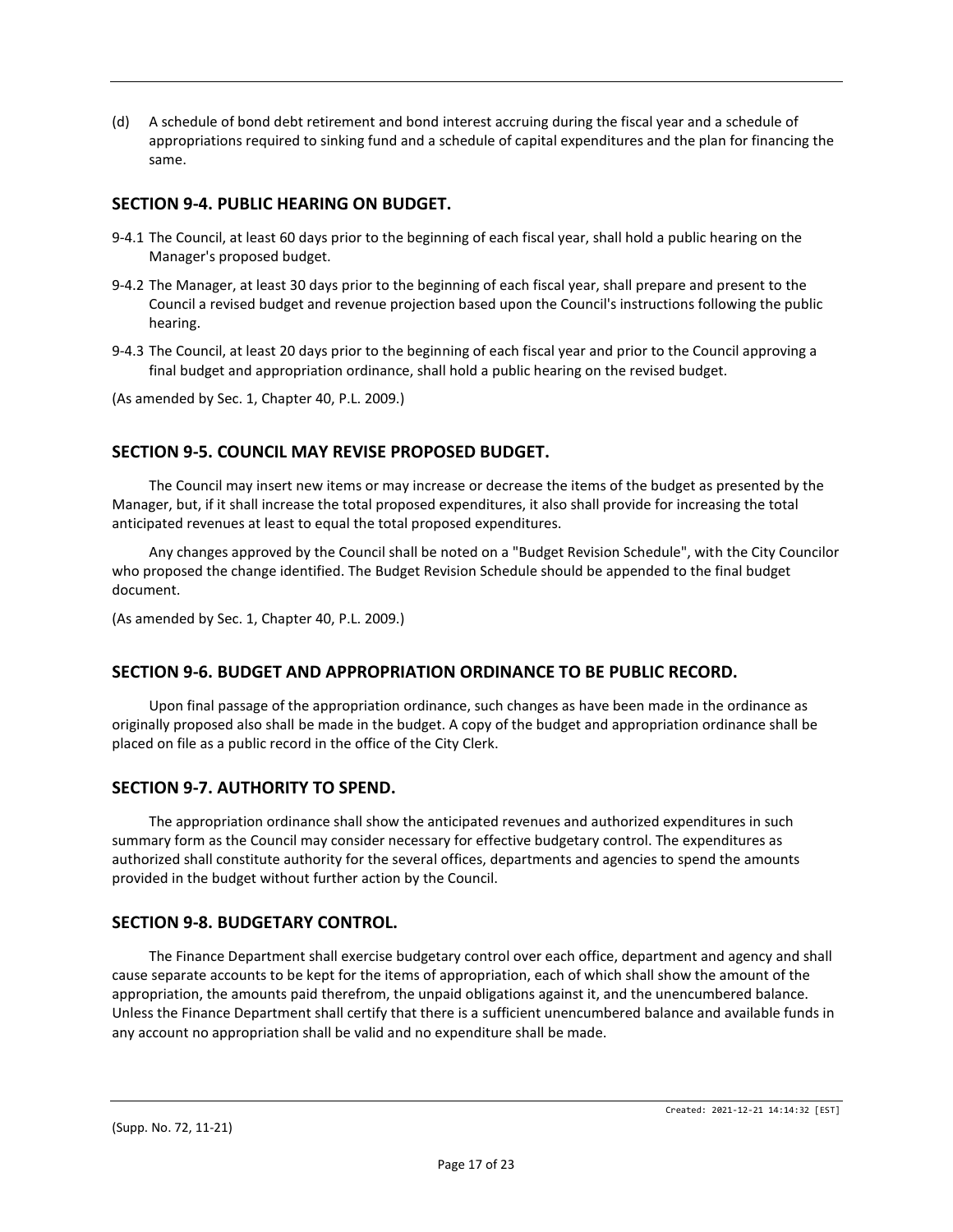(d) A schedule of bond debt retirement and bond interest accruing during the fiscal year and a schedule of appropriations required to sinking fund and a schedule of capital expenditures and the plan for financing the same.

## SECTION 9-4. PUBLIC HEARING ON BUDGET.

9-4.1 The Council, at least 60 days prior to the beginning of each fiscal year, shall hold a public hearing on the Manager's proposed budget.

9-4.2 The Manager, at least 30 days prior to the beginning of each fiscal year, shall prepare and present to the Council a revised budget and revenue projection based upon the Council's instructions following the public hearing.

9-4.3 The Council, at least 20 days prior to the beginning of each fiscal year and prior to the Council approving a final budget and appropriation ordinance, shall hold a public hearing on the revised budget.

(As amended by Sec. 1, Chapter 40, P.L. 2009.)

## SECTION 9-5. COUNCIL MAY REVISE PROPOSED BUDGET.

The Council may insert new items or may increase or decrease the items of the budget as presented by the Manager, but, if it shall increase the total proposed expenditures, it also shall provide for increasing the total anticipated revenues at least to equal the total proposed expenditures.

Any changes approved by the Council shall be noted on a "Budget Revision Schedule", with the City Councilor who proposed the change identified. The Budget Revision Schedule should be appended to the final budget document.

(As amended by Sec. 1, Chapter 40, P.L. 2009.)

## SECTION 9-6. BUDGET AND APPROPRIATION ORDINANCE TO BE PUBLIC RECORD.

Upon final passage of the appropriation ordinance, such changes as have been made in the ordinance as originally proposed also shall be made in the budget. A copy of the budget and appropriation ordinance shall be placed on file as a public record in the office of the City Clerk.

## SECTION 9-7. AUTHORITY TO SPEND.

The appropriation ordinance shall show the anticipated revenues and authorized expenditures in such summary form as the Council may consider necessary for effective budgetary control. The expenditures as authorized shall constitute authority for the several offices, departments and agencies to spend the amounts provided in the budget without further action by the Council.

## SECTION 9-8. BUDGETARY CONTROL.

The Finance Department shall exercise budgetary control over each office, department and agency and shall cause separate accounts to be kept for the items of appropriation, each of which shall show the amount of the appropriation, the amounts paid therefrom, the unpaid obligations against it, and the unencumbered balance. Unless the Finance Department shall certify that there is a sufficient unencumbered balance and available funds in any account no appropriation shall be valid and no expenditure shall be made.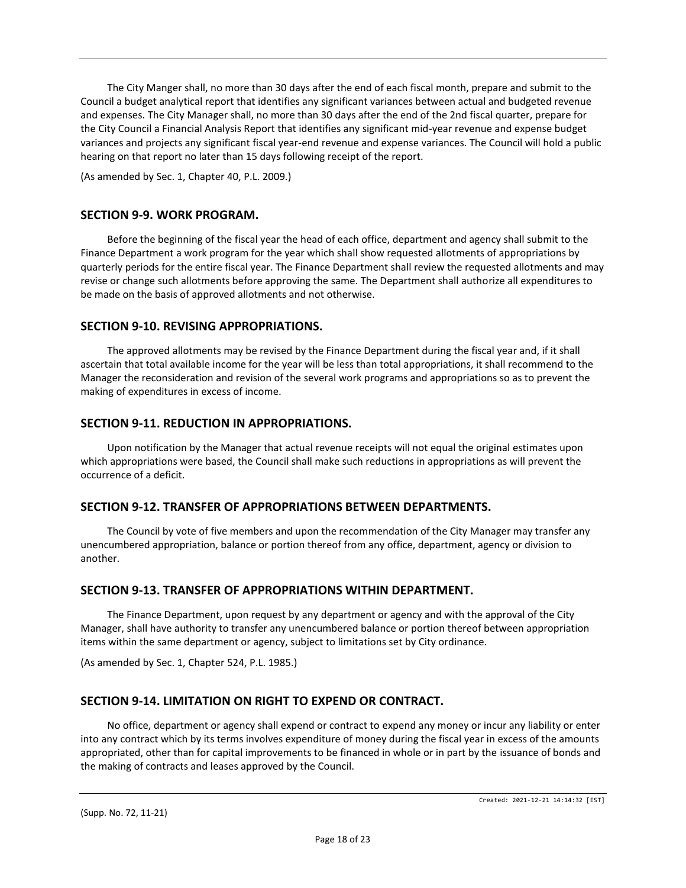The City Manger shall, no more than 30 days after the end of each fiscal month, prepare and submit to the Council a budget analytical report that identifies any significant variances between actual and budgeted revenue and expenses. The City Manager shall, no more than 30 days after the end of the 2nd fiscal quarter, prepare for the City Council a Financial Analysis Report that identifies any significant mid-year revenue and expense budget variances and projects any significant fiscal year-end revenue and expense variances. The Council will hold a public hearing on that report no later than 15 days following receipt of the report.

(As amended by Sec. 1, Chapter 40, P.L. 2009.)

## SECTION 9-9. WORK PROGRAM.

Before the beginning of the fiscal year the head of each office, department and agency shall submit to the Finance Department a work program for the year which shall show requested allotments of appropriations by quarterly periods for the entire fiscal year. The Finance Department shall review the requested allotments and may revise or change such allotments before approving the same. The Department shall authorize all expenditures to be made on the basis of approved allotments and not otherwise.

## SECTION 9-10. REVISING APPROPRIATIONS.

The approved allotments may be revised by the Finance Department during the fiscal year and, if it shall ascertain that total available income for the year will be less than total appropriations, it shall recommend to the Manager the reconsideration and revision of the several work programs and appropriations so as to prevent the making of expenditures in excess of income.

## SECTION 9-11. REDUCTION IN APPROPRIATIONS.

Upon notification by the Manager that actual revenue receipts will not equal the original estimates upon which appropriations were based, the Council shall make such reductions in appropriations as will prevent the occurrence of a deficit.

## SECTION 9-12. TRANSFER OF APPROPRIATIONS BETWEEN DEPARTMENTS.

The Council by vote of five members and upon the recommendation of the City Manager may transfer any unencumbered appropriation, balance or portion thereof from any office, department, agency or division to another.

## SECTION 9-13. TRANSFER OF APPROPRIATIONS WITHIN DEPARTMENT.

The Finance Department, upon request by any department or agency and with the approval of the City Manager, shall have authority to transfer any unencumbered balance or portion thereof between appropriation items within the same department or agency, subject to limitations set by City ordinance.

(As amended by Sec. 1, Chapter 524, P.L. 1985.)

## SECTION 9-14. LIMITATION ON RIGHT TO EXPEND OR CONTRACT.

No office, department or agency shall expend or contract to expend any money or incur any liability or enter into any contract which by its terms involves expenditure of money during the fiscal year in excess of the amounts appropriated, other than for capital improvements to be financed in whole or in part by the issuance of bonds and the making of contracts and leases approved by the Council.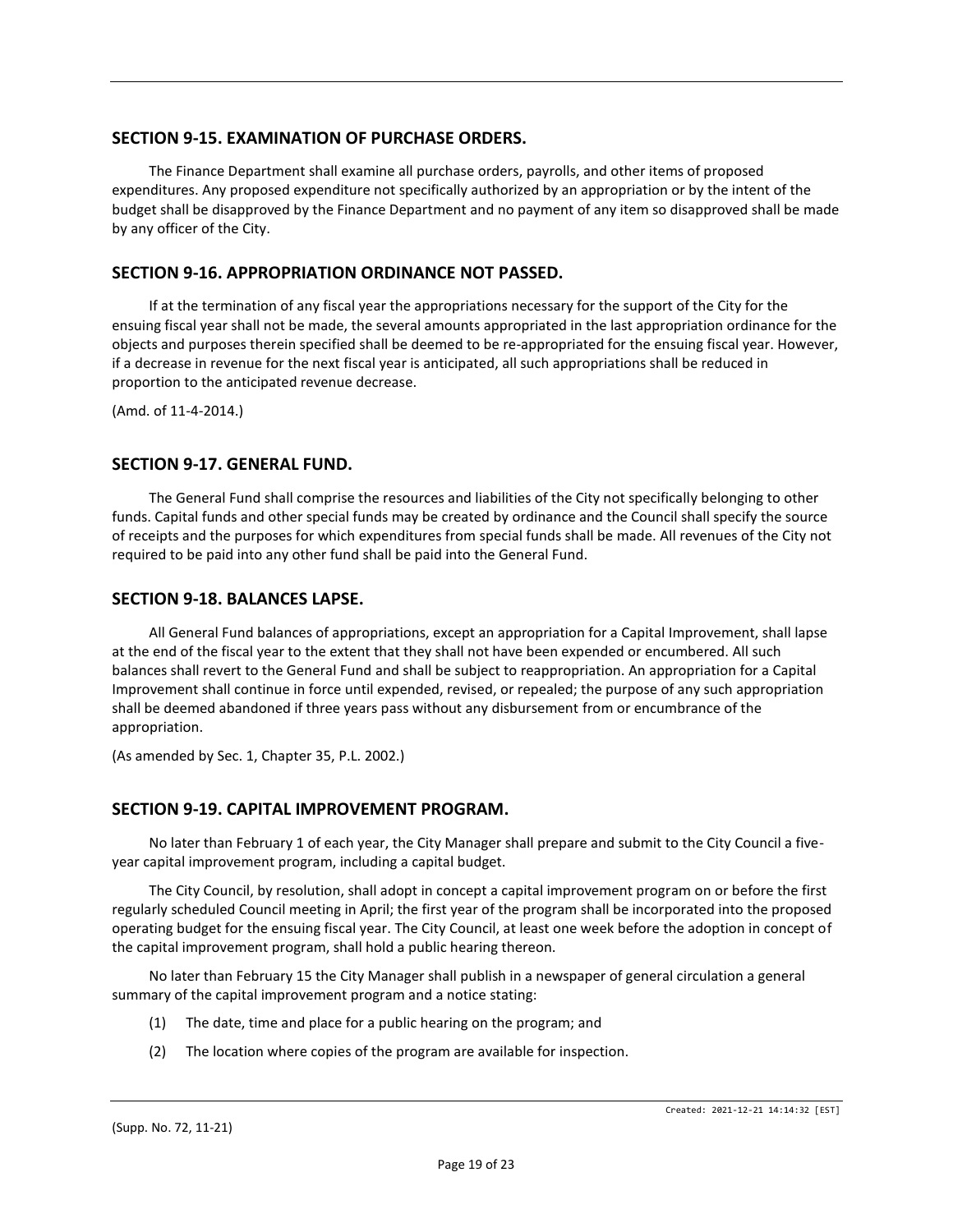## SECTION 9-15. EXAMINATION OF PURCHASE ORDERS.

The Finance Department shall examine all purchase orders, payrolls, and other items of proposed expenditures. Any proposed expenditure not specifically authorized by an appropriation or by the intent of the budget shall be disapproved by the Finance Department and no payment of any item so disapproved shall be made by any officer of the City.

## SECTION 9-16. APPROPRIATION ORDINANCE NOT PASSED.

If at the termination of any fiscal year the appropriations necessary for the support of the City for the ensuing fiscal year shall not be made, the several amounts appropriated in the last appropriation ordinance for the objects and purposes therein specified shall be deemed to be re-appropriated for the ensuing fiscal year. However, if a decrease in revenue for the next fiscal year is anticipated, all such appropriations shall be reduced in proportion to the anticipated revenue decrease.

(Amd. of 11-4-2014.)

## SECTION 9-17. GENERAL FUND.

The General Fund shall comprise the resources and liabilities of the City not specifically belonging to other funds. Capital funds and other special funds may be created by ordinance and the Council shall specify the source of receipts and the purposes for which expenditures from special funds shall be made. All revenues of the City not required to be paid into any other fund shall be paid into the General Fund.

## SECTION 9-18. BALANCES LAPSE.

All General Fund balances of appropriations, except an appropriation for a Capital Improvement, shall lapse at the end of the fiscal year to the extent that they shall not have been expended or encumbered. All such balances shall revert to the General Fund and shall be subject to reappropriation. An appropriation for a Capital Improvement shall continue in force until expended, revised, or repealed; the purpose of any such appropriation shall be deemed abandoned if three years pass without any disbursement from or encumbrance of the appropriation.

(As amended by Sec. 1, Chapter 35, P.L. 2002.)

## SECTION 9-19. CAPITAL IMPROVEMENT PROGRAM.

No later than February 1 of each year, the City Manager shall prepare and submit to the City Council a five-year capital improvement program, including a capital budget.

The City Council, by resolution, shall adopt in concept a capital improvement program on or before the first regularly scheduled Council meeting in April; the first year of the program shall be incorporated into the proposed operating budget for the ensuing fiscal year. The City Council, at least one week before the adoption in concept of the capital improvement program, shall hold a public hearing thereon.

No later than February 15 the City Manager shall publish in a newspaper of general circulation a general summary of the capital improvement program and a notice stating:

(1) The date, time and place for a public hearing on the program; and

(2) The location where copies of the program are available for inspection.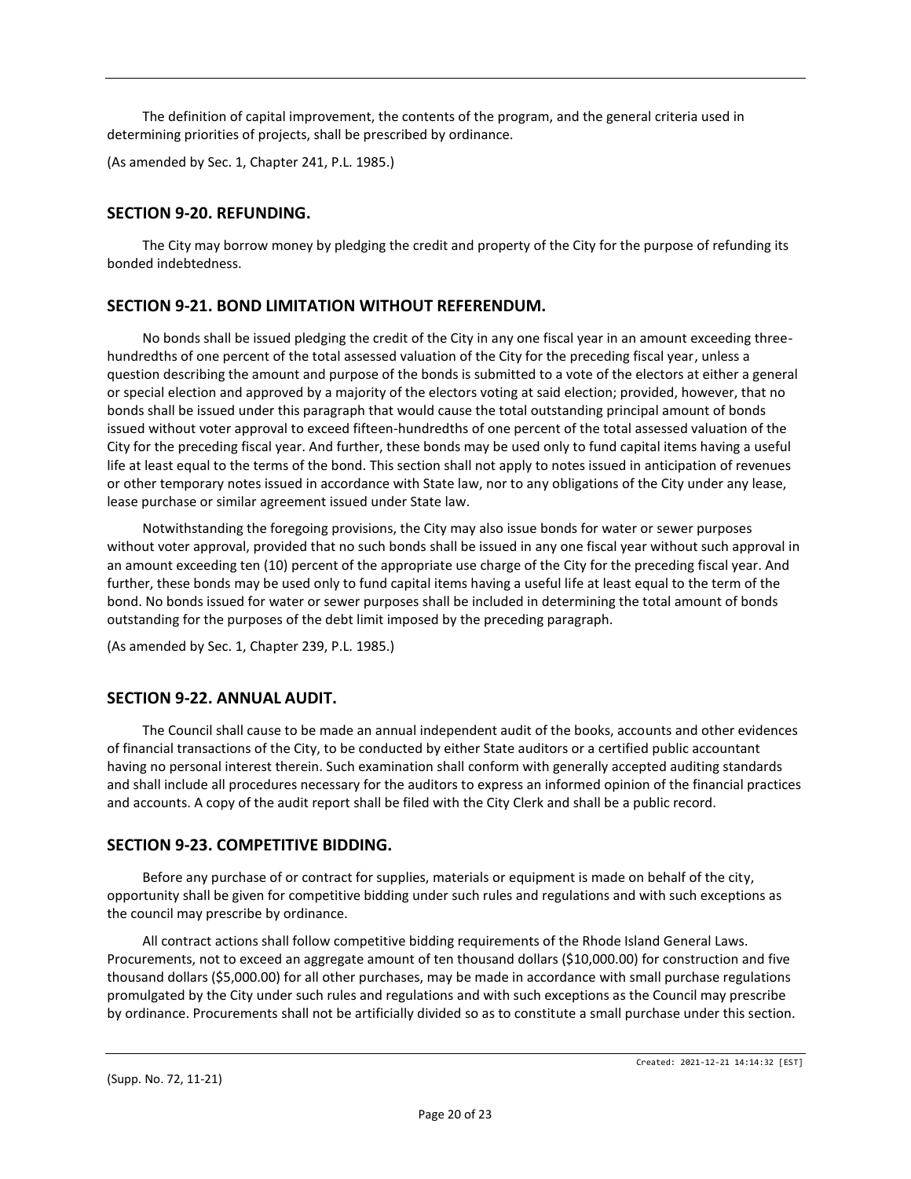The definition of capital improvement, the contents of the program, and the general criteria used in determining priorities of projects, shall be prescribed by ordinance.

(As amended by Sec. 1, Chapter 241, P.L. 1985.)

## SECTION 9-20. REFUNDING.

The City may borrow money by pledging the credit and property of the City for the purpose of refunding its bonded indebtedness.

## SECTION 9-21. BOND LIMITATION WITHOUT REFERENDUM.

No bonds shall be issued pledging the credit of the City in any one fiscal year in an amount exceeding three-hundredths of one percent of the total assessed valuation of the City for the preceding fiscal year, unless a question describing the amount and purpose of the bonds is submitted to a vote of the electors at either a general or special election and approved by a majority of the electors voting at said election; provided, however, that no bonds shall be issued under this paragraph that would cause the total outstanding principal amount of bonds issued without voter approval to exceed fifteen-hundredths of one percent of the total assessed valuation of the City for the preceding fiscal year. And further, these bonds may be used only to fund capital items having a useful life at least equal to the terms of the bond. This section shall not apply to notes issued in anticipation of revenues or other temporary notes issued in accordance with State law, nor to any obligations of the City under any lease, lease purchase or similar agreement issued under State law.

Notwithstanding the foregoing provisions, the City may also issue bonds for water or sewer purposes without voter approval, provided that no such bonds shall be issued in any one fiscal year without such approval in an amount exceeding ten (10) percent of the appropriate use charge of the City for the preceding fiscal year. And further, these bonds may be used only to fund capital items having a useful life at least equal to the term of the bond. No bonds issued for water or sewer purposes shall be included in determining the total amount of bonds outstanding for the purposes of the debt limit imposed by the preceding paragraph.

(As amended by Sec. 1, Chapter 239, P.L. 1985.)

## SECTION 9-22. ANNUAL AUDIT.

The Council shall cause to be made an annual independent audit of the books, accounts and other evidences of financial transactions of the City, to be conducted by either State auditors or a certified public accountant having no personal interest therein. Such examination shall conform with generally accepted auditing standards and shall include all procedures necessary for the auditors to express an informed opinion of the financial practices and accounts. A copy of the audit report shall be filed with the City Clerk and shall be a public record.

## SECTION 9-23. COMPETITIVE BIDDING.

Before any purchase of or contract for supplies, materials or equipment is made on behalf of the city, opportunity shall be given for competitive bidding under such rules and regulations and with such exceptions as the council may prescribe by ordinance.

All contract actions shall follow competitive bidding requirements of the Rhode Island General Laws. Procurements, not to exceed an aggregate amount of ten thousand dollars ($10,000.00) for construction and five thousand dollars ($5,000.00) for all other purchases, may be made in accordance with small purchase regulations promulgated by the City under such rules and regulations and with such exceptions as the Council may prescribe by ordinance. Procurements shall not be artificially divided so as to constitute a small purchase under this section.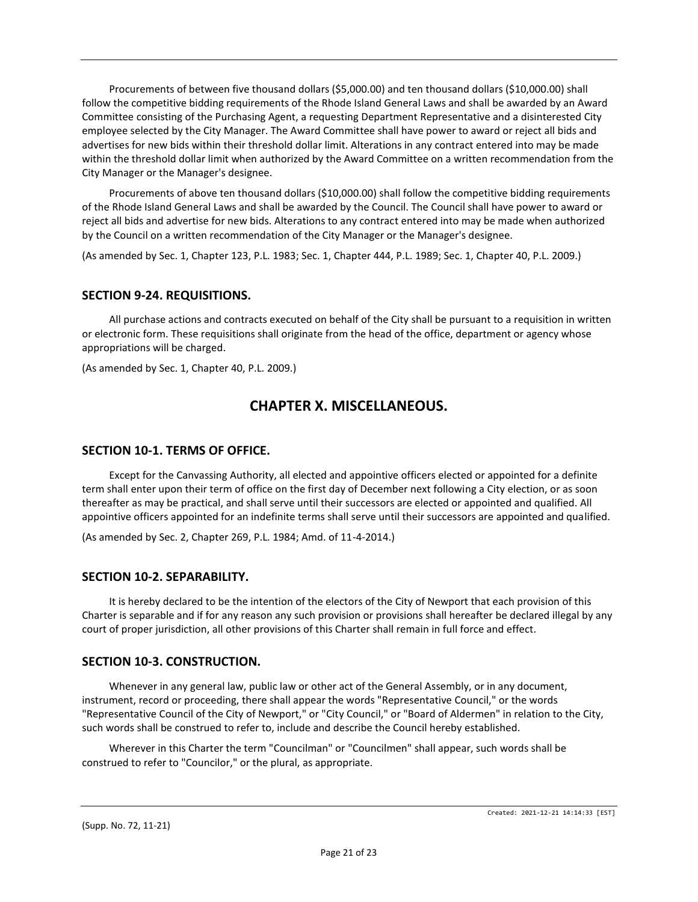Procurements of between five thousand dollars ($5,000.00) and ten thousand dollars ($10,000.00) shall follow the competitive bidding requirements of the Rhode Island General Laws and shall be awarded by an Award Committee consisting of the Purchasing Agent, a requesting Department Representative and a disinterested City employee selected by the City Manager. The Award Committee shall have power to award or reject all bids and advertises for new bids within their threshold dollar limit. Alterations in any contract entered into may be made within the threshold dollar limit when authorized by the Award Committee on a written recommendation from the City Manager or the Manager's designee.

Procurements of above ten thousand dollars ($10,000.00) shall follow the competitive bidding requirements of the Rhode Island General Laws and shall be awarded by the Council. The Council shall have power to award or reject all bids and advertise for new bids. Alterations to any contract entered into may be made when authorized by the Council on a written recommendation of the City Manager or the Manager's designee.

(As amended by Sec. 1, Chapter 123, P.L. 1983; Sec. 1, Chapter 444, P.L. 1989; Sec. 1, Chapter 40, P.L. 2009.)

### SECTION 9-24. REQUISITIONS.

All purchase actions and contracts executed on behalf of the City shall be pursuant to a requisition in written or electronic form. These requisitions shall originate from the head of the office, department or agency whose appropriations will be charged.

(As amended by Sec. 1, Chapter 40, P.L. 2009.)

## CHAPTER X. MISCELLANEOUS.

### SECTION 10-1. TERMS OF OFFICE.

Except for the Canvassing Authority, all elected and appointive officers elected or appointed for a definite term shall enter upon their term of office on the first day of December next following a City election, or as soon thereafter as may be practical, and shall serve until their successors are elected or appointed and qualified. All appointive officers appointed for an indefinite terms shall serve until their successors are appointed and qualified.

(As amended by Sec. 2, Chapter 269, P.L. 1984; Amd. of 11-4-2014.)

### SECTION 10-2. SEPARABILITY.

It is hereby declared to be the intention of the electors of the City of Newport that each provision of this Charter is separable and if for any reason any such provision or provisions shall hereafter be declared illegal by any court of proper jurisdiction, all other provisions of this Charter shall remain in full force and effect.

### SECTION 10-3. CONSTRUCTION.

Whenever in any general law, public law or other act of the General Assembly, or in any document, instrument, record or proceeding, there shall appear the words "Representative Council," or the words "Representative Council of the City of Newport," or "City Council," or "Board of Aldermen" in relation to the City, such words shall be construed to refer to, include and describe the Council hereby established.

Wherever in this Charter the term "Councilman" or "Councilmen" shall appear, such words shall be construed to refer to "Councilor," or the plural, as appropriate.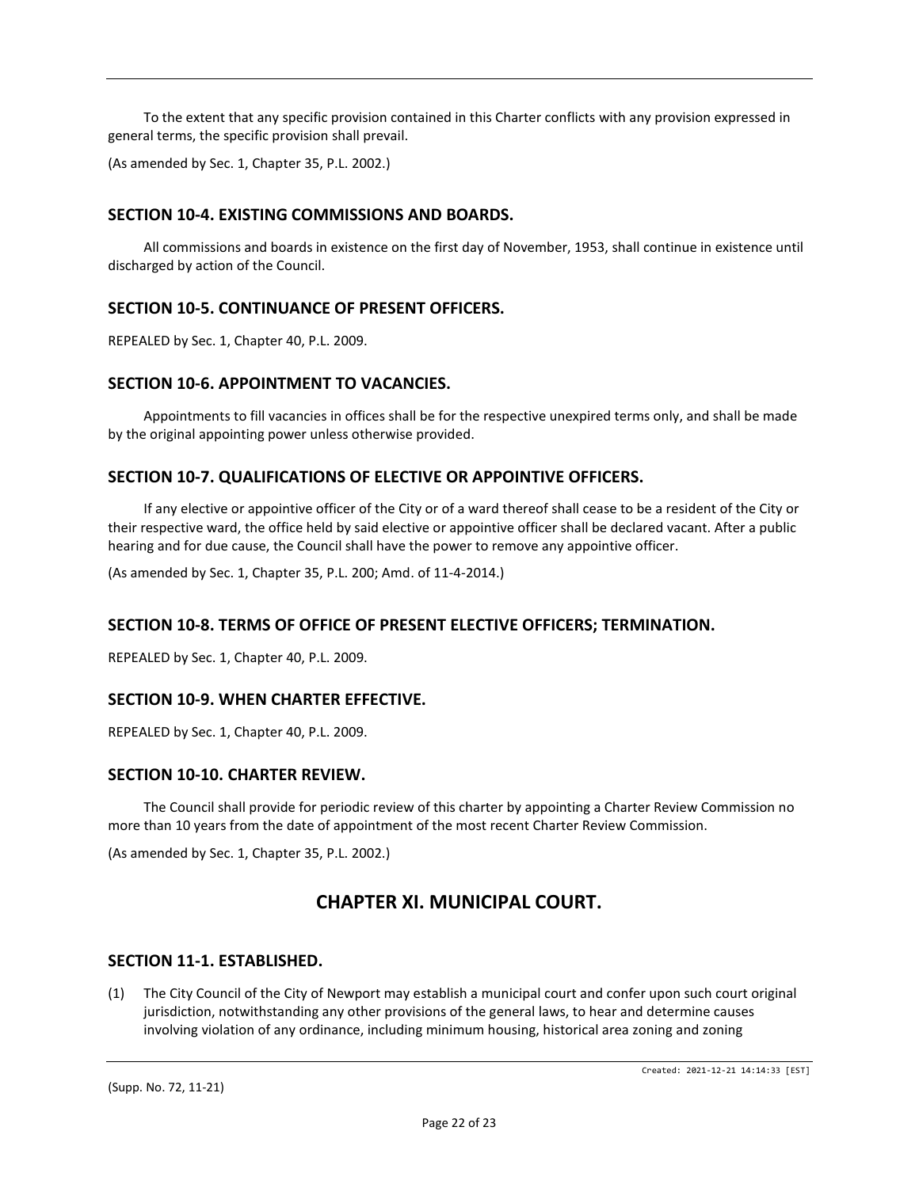To the extent that any specific provision contained in this Charter conflicts with any provision expressed in general terms, the specific provision shall prevail.

(As amended by Sec. 1, Chapter 35, P.L. 2002.)

### SECTION 10-4. EXISTING COMMISSIONS AND BOARDS.

All commissions and boards in existence on the first day of November, 1953, shall continue in existence until discharged by action of the Council.

### SECTION 10-5. CONTINUANCE OF PRESENT OFFICERS.

REPEALED by Sec. 1, Chapter 40, P.L. 2009.

### SECTION 10-6. APPOINTMENT TO VACANCIES.

Appointments to fill vacancies in offices shall be for the respective unexpired terms only, and shall be made by the original appointing power unless otherwise provided.

### SECTION 10-7. QUALIFICATIONS OF ELECTIVE OR APPOINTIVE OFFICERS.

If any elective or appointive officer of the City or of a ward thereof shall cease to be a resident of the City or their respective ward, the office held by said elective or appointive officer shall be declared vacant. After a public hearing and for due cause, the Council shall have the power to remove any appointive officer.

(As amended by Sec. 1, Chapter 35, P.L. 200; Amd. of 11-4-2014.)

### SECTION 10-8. TERMS OF OFFICE OF PRESENT ELECTIVE OFFICERS; TERMINATION.

REPEALED by Sec. 1, Chapter 40, P.L. 2009.

### SECTION 10-9. WHEN CHARTER EFFECTIVE.

REPEALED by Sec. 1, Chapter 40, P.L. 2009.

### SECTION 10-10. CHARTER REVIEW.

The Council shall provide for periodic review of this charter by appointing a Charter Review Commission no more than 10 years from the date of appointment of the most recent Charter Review Commission.

(As amended by Sec. 1, Chapter 35, P.L. 2002.)

## CHAPTER XI. MUNICIPAL COURT.

### SECTION 11-1. ESTABLISHED.

(1) The City Council of the City of Newport may establish a municipal court and confer upon such court original jurisdiction, notwithstanding any other provisions of the general laws, to hear and determine causes involving violation of any ordinance, including minimum housing, historical area zoning and zoning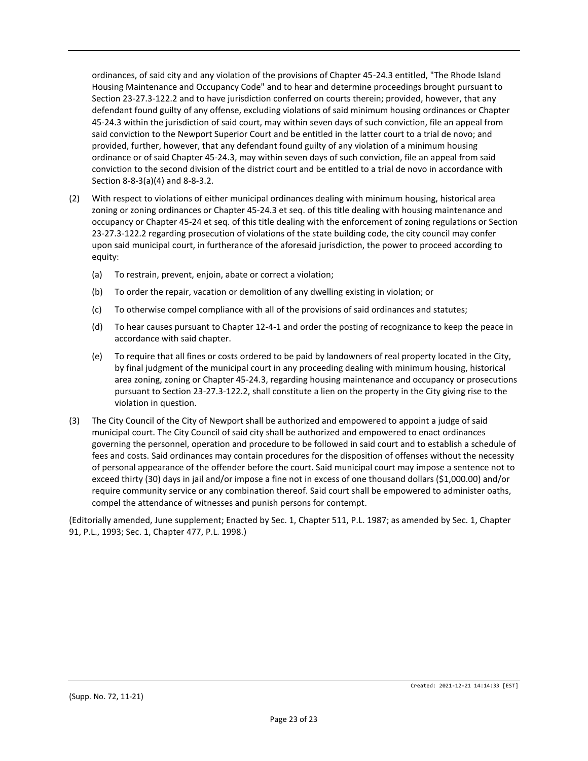ordinances, of said city and any violation of the provisions of Chapter 45-24.3 entitled, "The Rhode Island Housing Maintenance and Occupancy Code" and to hear and determine proceedings brought pursuant to Section 23-27.3-122.2 and to have jurisdiction conferred on courts therein; provided, however, that any defendant found guilty of any offense, excluding violations of said minimum housing ordinances or Chapter 45-24.3 within the jurisdiction of said court, may within seven days of such conviction, file an appeal from said conviction to the Newport Superior Court and be entitled in the latter court to a trial de novo; and provided, further, however, that any defendant found guilty of any violation of a minimum housing ordinance or of said Chapter 45-24.3, may within seven days of such conviction, file an appeal from said conviction to the second division of the district court and be entitled to a trial de novo in accordance with Section 8-8-3(a)(4) and 8-8-3.2.

(2) With respect to violations of either municipal ordinances dealing with minimum housing, historical area zoning or zoning ordinances or Chapter 45-24.3 et seq. of this title dealing with housing maintenance and occupancy or Chapter 45-24 et seq. of this title dealing with the enforcement of zoning regulations or Section 23-27.3-122.2 regarding prosecution of violations of the state building code, the city council may confer upon said municipal court, in furtherance of the aforesaid jurisdiction, the power to proceed according to equity:

   (a) To restrain, prevent, enjoin, abate or correct a violation;

   (b) To order the repair, vacation or demolition of any dwelling existing in violation; or

   (c) To otherwise compel compliance with all of the provisions of said ordinances and statutes;

   (d) To hear causes pursuant to Chapter 12-4-1 and order the posting of recognizance to keep the peace in accordance with said chapter.

   (e) To require that all fines or costs ordered to be paid by landowners of real property located in the City, by final judgment of the municipal court in any proceeding dealing with minimum housing, historical area zoning, zoning or Chapter 45-24.3, regarding housing maintenance and occupancy or prosecutions pursuant to Section 23-27.3-122.2, shall constitute a lien on the property in the City giving rise to the violation in question.

(3) The City Council of the City of Newport shall be authorized and empowered to appoint a judge of said municipal court. The City Council of said city shall be authorized and empowered to enact ordinances governing the personnel, operation and procedure to be followed in said court and to establish a schedule of fees and costs. Said ordinances may contain procedures for the disposition of offenses without the necessity of personal appearance of the offender before the court. Said municipal court may impose a sentence not to exceed thirty (30) days in jail and/or impose a fine not in excess of one thousand dollars ($1,000.00) and/or require community service or any combination thereof. Said court shall be empowered to administer oaths, compel the attendance of witnesses and punish persons for contempt.

(Editorially amended, June supplement; Enacted by Sec. 1, Chapter 511, P.L. 1987; as amended by Sec. 1, Chapter 91, P.L., 1993; Sec. 1, Chapter 477, P.L. 1998.)